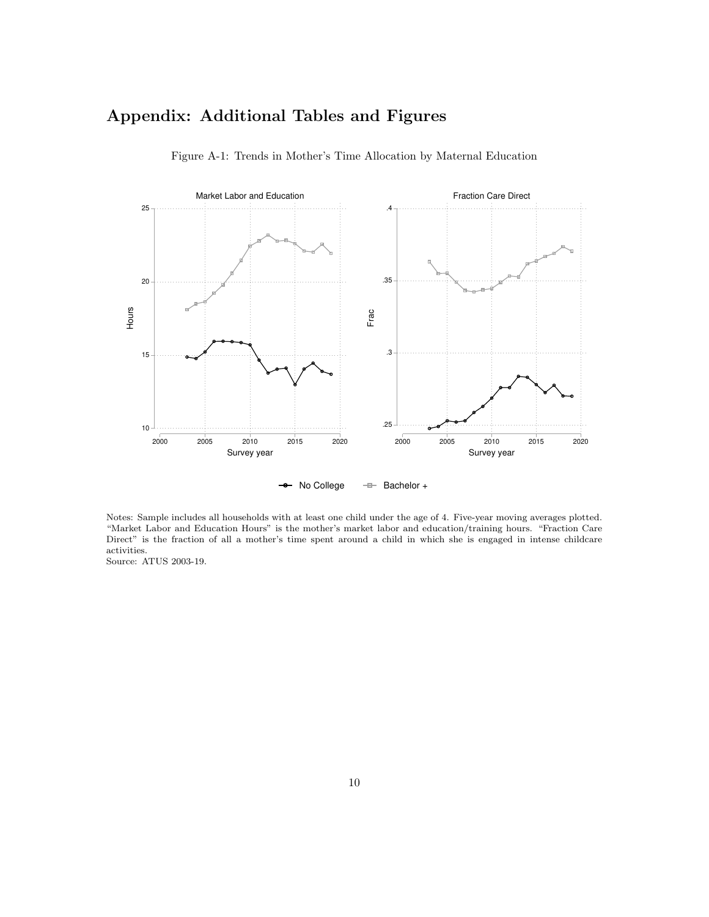# Appendix: Additional Tables and Figures

Figure A-1: Trends in Mother's Time Allocation by Maternal Education

Notes: Sample includes all households with at least one child under the age of 4. Five-year moving averages plotted. "Market Labor and Education Hours" is the mother's market labor and education/training hours. "Fraction Care Direct" is the fraction of all a mother's time spent around a child in which she is engaged in intense childcare activities.
Source: ATUS 2003-19.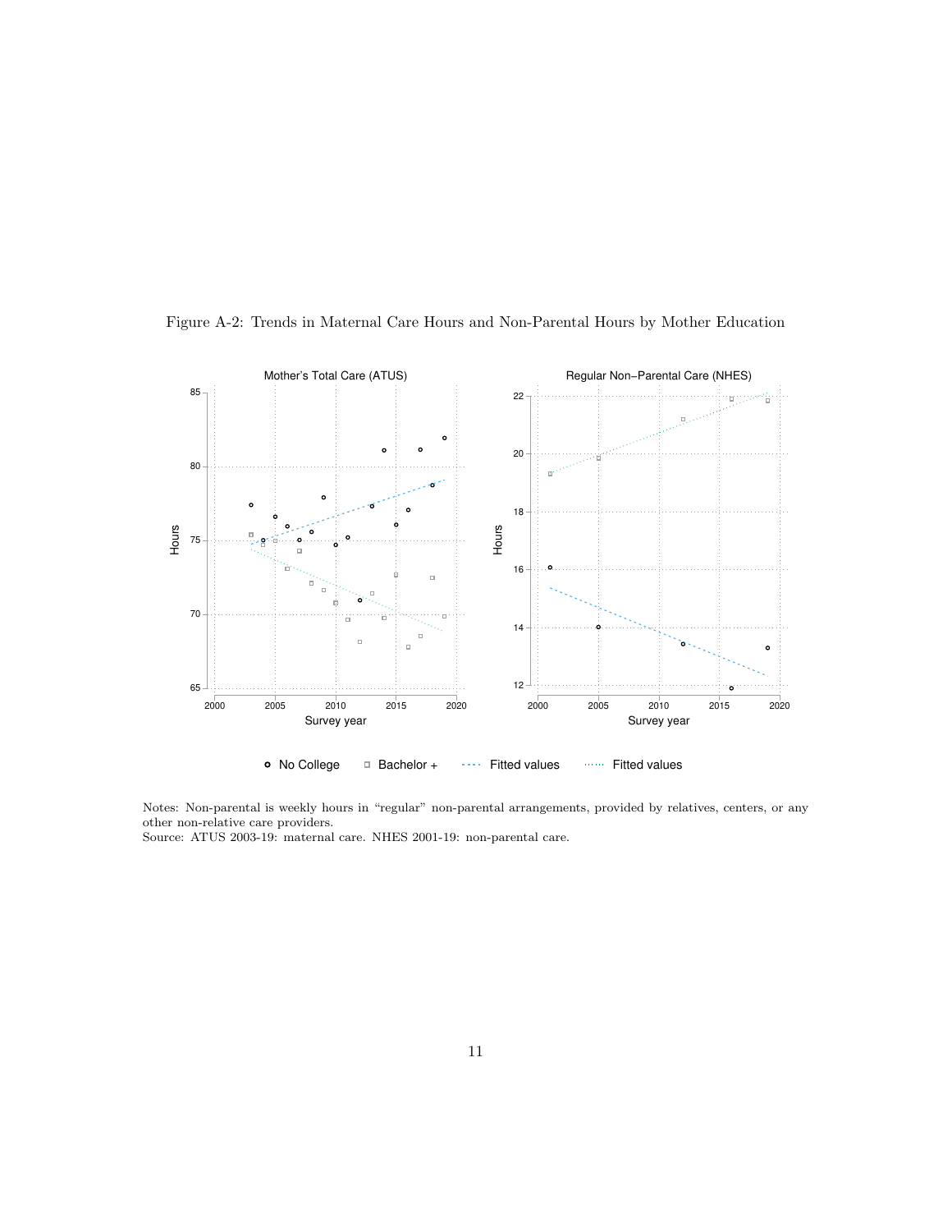Figure A-2: Trends in Maternal Care Hours and Non-Parental Hours by Mother Education

Notes: Non-parental is weekly hours in "regular" non-parental arrangements, provided by relatives, centers, or any other non-relative care providers.
Source: ATUS 2003-19: maternal care. NHES 2001-19: non-parental care.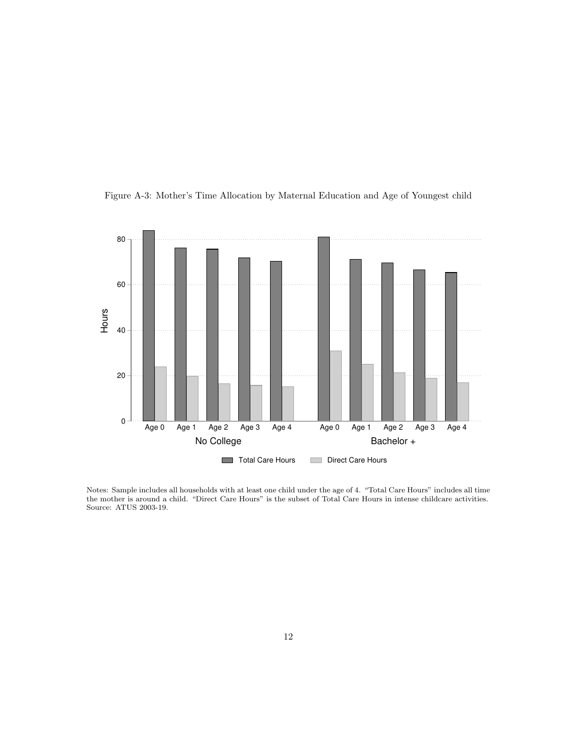Figure A-3: Mother's Time Allocation by Maternal Education and Age of Youngest child

Notes: Sample includes all households with at least one child under the age of 4. "Total Care Hours" includes all time the mother is around a child. "Direct Care Hours" is the subset of Total Care Hours in intense childcare activities. Source: ATUS 2003-19.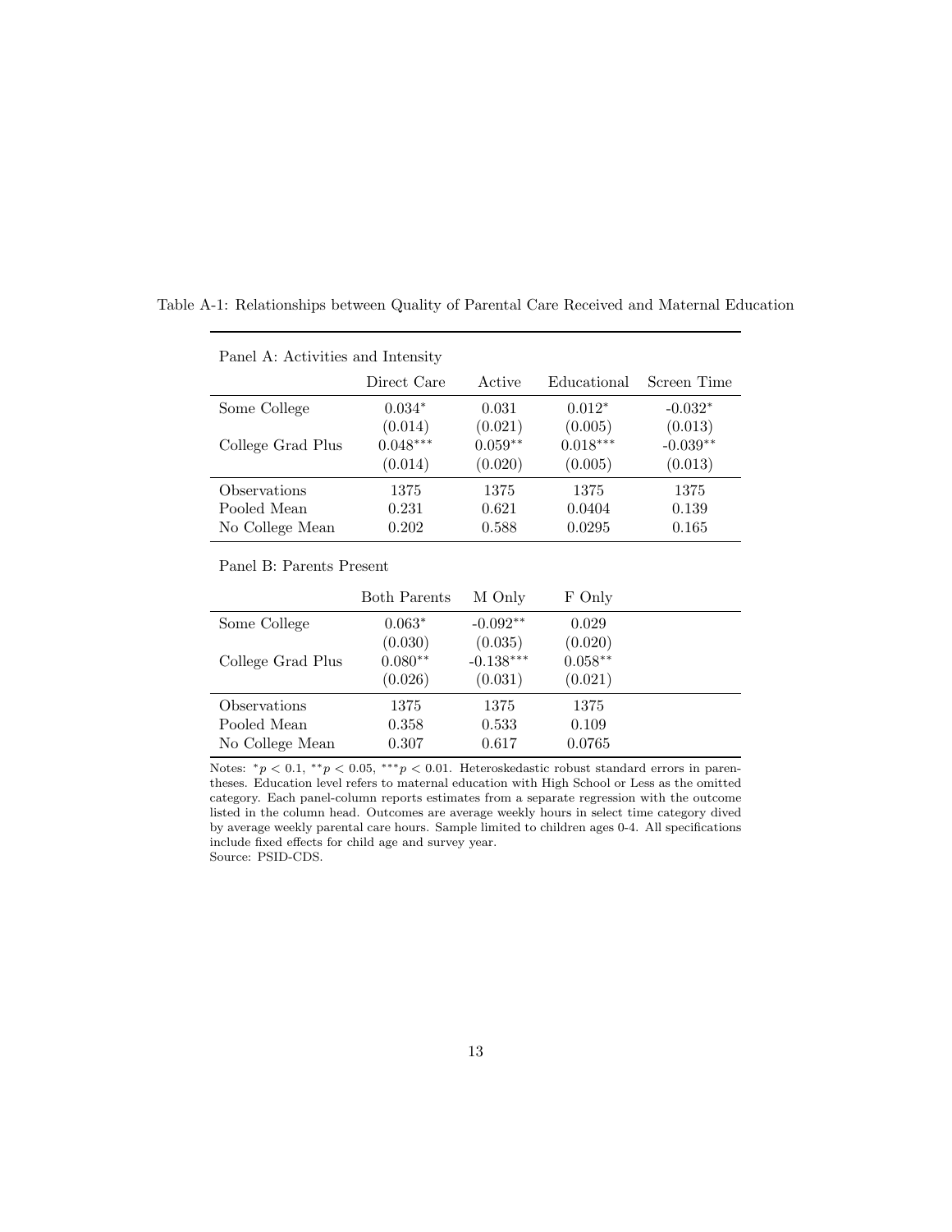Table A-1: Relationships between Quality of Parental Care Received and Maternal Education

Panel A: Activities and Intensity

| | Direct Care | Active | Educational | Screen Time |
|---|---|---|---|---|
| Some College | 0.034* | 0.031 | 0.012* | -0.032* |
| | (0.014) | (0.021) | (0.005) | (0.013) |
| College Grad Plus | 0.048*** | 0.059** | 0.018*** | -0.039** |
| | (0.014) | (0.020) | (0.005) | (0.013) |
| Observations | 1375 | 1375 | 1375 | 1375 |
| Pooled Mean | 0.231 | 0.621 | 0.0404 | 0.139 |
| No College Mean | 0.202 | 0.588 | 0.0295 | 0.165 |

Panel B: Parents Present

| | Both Parents | M Only | F Only |
|---|---|---|---|
| Some College | 0.063* | -0.092** | 0.029 |
| | (0.030) | (0.035) | (0.020) |
| College Grad Plus | 0.080** | -0.138*** | 0.058** |
| | (0.026) | (0.031) | (0.021) |
| Observations | 1375 | 1375 | 1375 |
| Pooled Mean | 0.358 | 0.533 | 0.109 |
| No College Mean | 0.307 | 0.617 | 0.0765 |

Notes: $^{*}p < 0.1$, $^{**}p < 0.05$, $^{***}p < 0.01$. Heteroskedastic robust standard errors in parentheses. Education level refers to maternal education with High School or Less as the omitted category. Each panel-column reports estimates from a separate regression with the outcome listed in the column head. Outcomes are average weekly hours in select time category dived by average weekly parental care hours. Sample limited to children ages 0-4. All specifications include fixed effects for child age and survey year.
Source: PSID-CDS.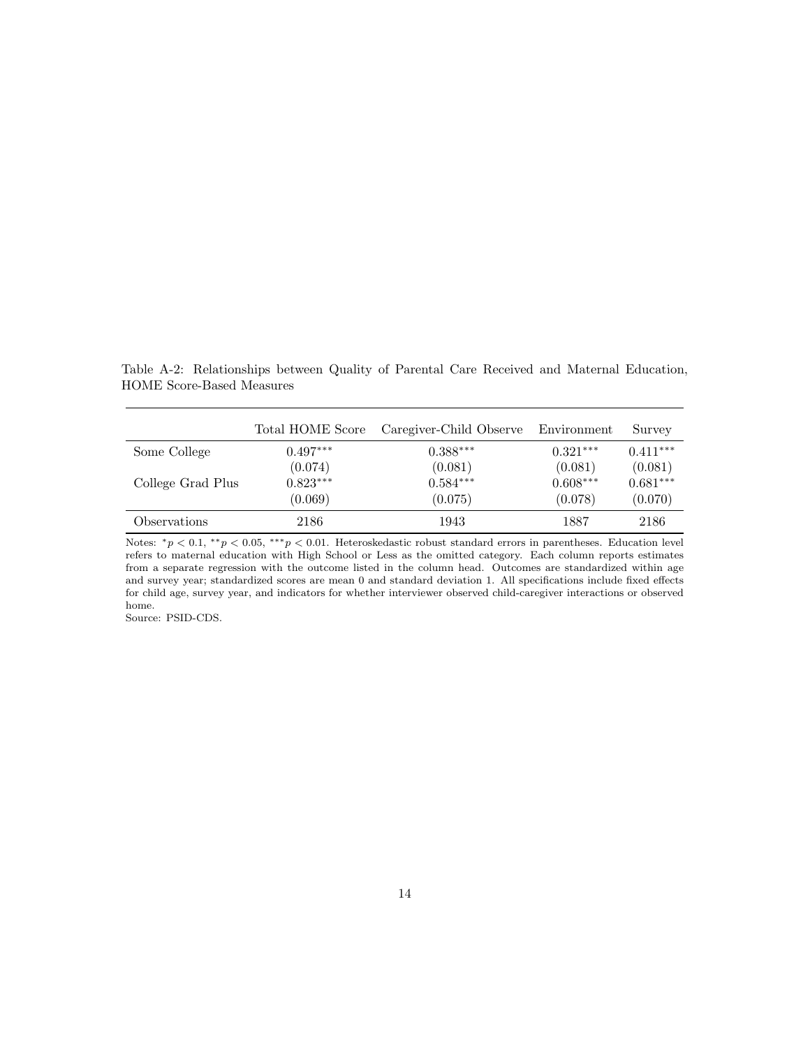Table A-2: Relationships between Quality of Parental Care Received and Maternal Education, HOME Score-Based Measures

| | Total HOME Score | Caregiver-Child Observe | Environment | Survey |
|---|---|---|---|---|
| Some College | $0.497^{***}$ | $0.388^{***}$ | $0.321^{***}$ | $0.411^{***}$ |
| | (0.074) | (0.081) | (0.081) | (0.081) |
| College Grad Plus | $0.823^{***}$ | $0.584^{***}$ | $0.608^{***}$ | $0.681^{***}$ |
| | (0.069) | (0.075) | (0.078) | (0.070) |
| Observations | 2186 | 1943 | 1887 | 2186 |

Notes: $^{*}p < 0.1$, $^{**}p < 0.05$, $^{***}p < 0.01$. Heteroskedastic robust standard errors in parentheses. Education level refers to maternal education with High School or Less as the omitted category. Each column reports estimates from a separate regression with the outcome listed in the column head. Outcomes are standardized within age and survey year; standardized scores are mean 0 and standard deviation 1. All specifications include fixed effects for child age, survey year, and indicators for whether interviewer observed child-caregiver interactions or observed home.
Source: PSID-CDS.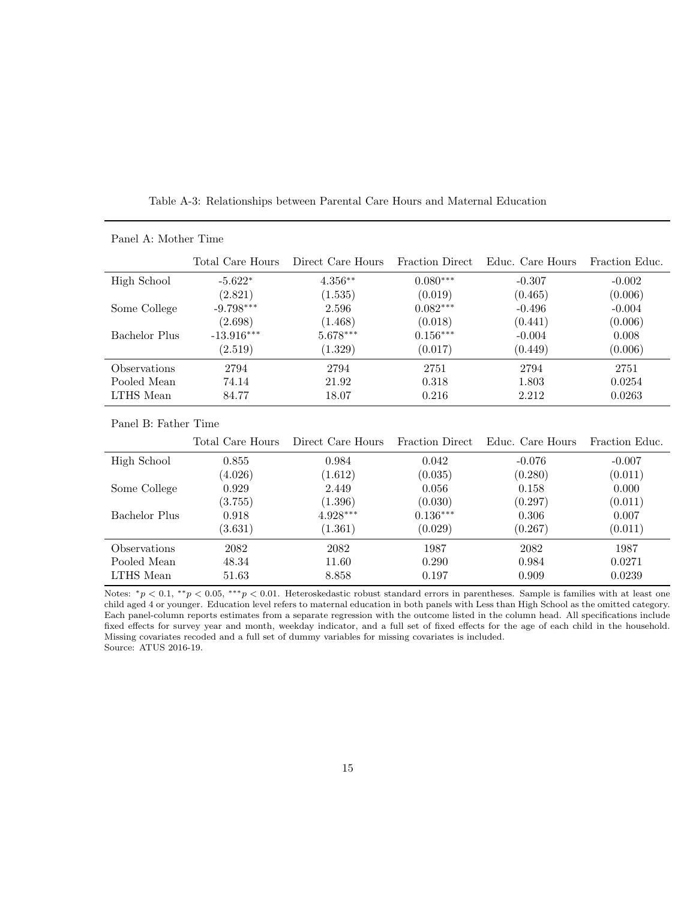Table A-3: Relationships between Parental Care Hours and Maternal Education

Panel A: Mother Time

| | Total Care Hours | Direct Care Hours | Fraction Direct | Educ. Care Hours | Fraction Educ. |
|---|---|---|---|---|---|
| High School | -5.622* | 4.356** | 0.080*** | -0.307 | -0.002 |
| | (2.821) | (1.535) | (0.019) | (0.465) | (0.006) |
| Some College | -9.798*** | 2.596 | 0.082*** | -0.496 | -0.004 |
| | (2.698) | (1.468) | (0.018) | (0.441) | (0.006) |
| Bachelor Plus | -13.916*** | 5.678*** | 0.156*** | -0.004 | 0.008 |
| | (2.519) | (1.329) | (0.017) | (0.449) | (0.006) |
| Observations | 2794 | 2794 | 2751 | 2794 | 2751 |
| Pooled Mean | 74.14 | 21.92 | 0.318 | 1.803 | 0.0254 |
| LTHS Mean | 84.77 | 18.07 | 0.216 | 2.212 | 0.0263 |

Panel B: Father Time

| | Total Care Hours | Direct Care Hours | Fraction Direct | Educ. Care Hours | Fraction Educ. |
|---|---|---|---|---|---|
| High School | 0.855 | 0.984 | 0.042 | -0.076 | -0.007 |
| | (4.026) | (1.612) | (0.035) | (0.280) | (0.011) |
| Some College | 0.929 | 2.449 | 0.056 | 0.158 | 0.000 |
| | (3.755) | (1.396) | (0.030) | (0.297) | (0.011) |
| Bachelor Plus | 0.918 | 4.928*** | 0.136*** | 0.306 | 0.007 |
| | (3.631) | (1.361) | (0.029) | (0.267) | (0.011) |
| Observations | 2082 | 2082 | 1987 | 2082 | 1987 |
| Pooled Mean | 48.34 | 11.60 | 0.290 | 0.984 | 0.0271 |
| LTHS Mean | 51.63 | 8.858 | 0.197 | 0.909 | 0.0239 |

Notes: $^{*}p < 0.1$, $^{**}p < 0.05$, $^{***}p < 0.01$. Heteroskedastic robust standard errors in parentheses. Sample is families with at least one child aged 4 or younger. Education level refers to maternal education in both panels with Less than High School as the omitted category. Each panel-column reports estimates from a separate regression with the outcome listed in the column head. All specifications include fixed effects for survey year and month, weekday indicator, and a full set of fixed effects for the age of each child in the household. Missing covariates recoded and a full set of dummy variables for missing covariates is included.
Source: ATUS 2016-19.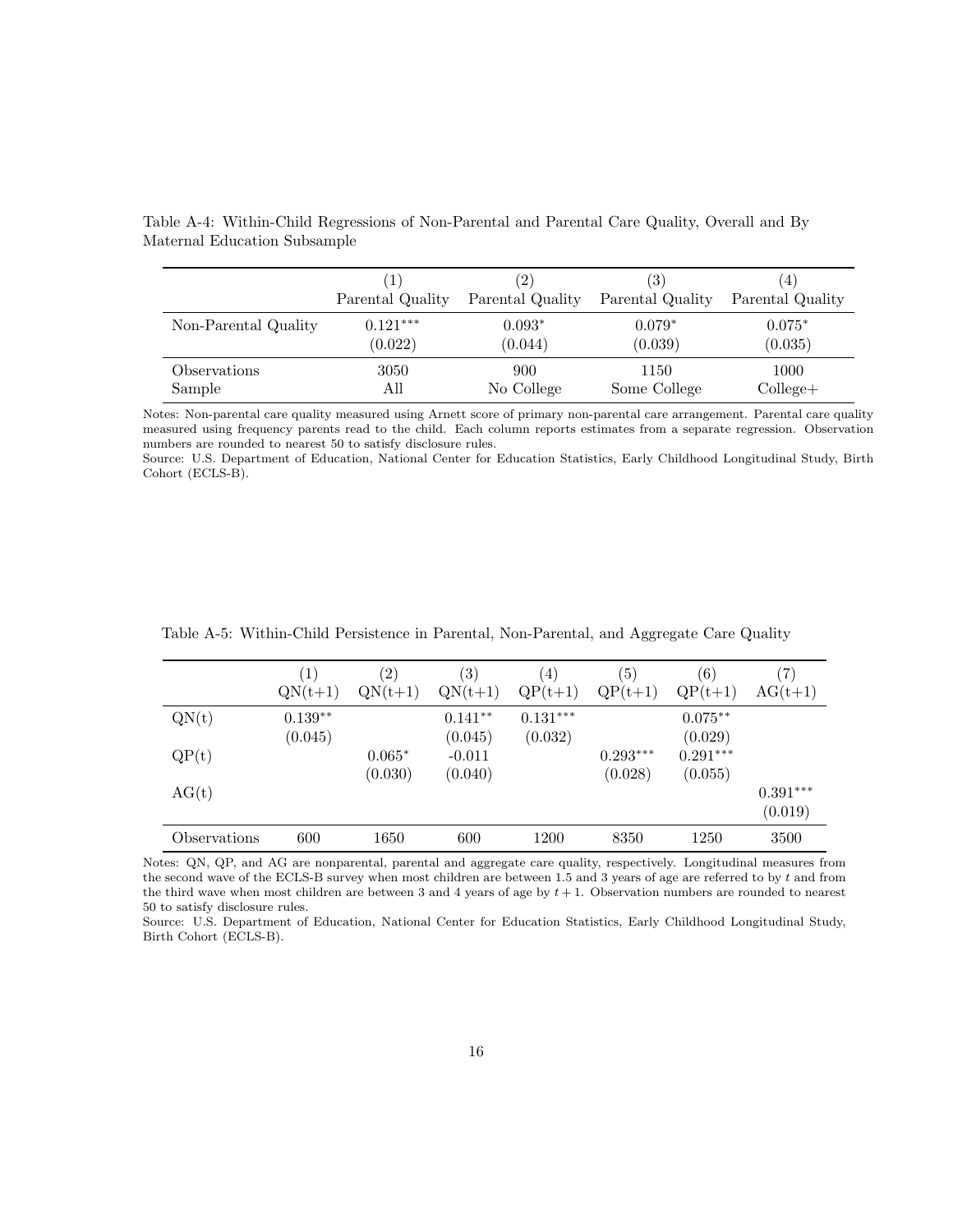Table A-4: Within-Child Regressions of Non-Parental and Parental Care Quality, Overall and By Maternal Education Subsample

| | (1) Parental Quality | (2) Parental Quality | (3) Parental Quality | (4) Parental Quality |
|---|---|---|---|---|
| Non-Parental Quality | $0.121^{***}$ | $0.093^{*}$ | $0.079^{*}$ | $0.075^{*}$ |
| | (0.022) | (0.044) | (0.039) | (0.035) |
| Observations | 3050 | 900 | 1150 | 1000 |
| Sample | All | No College | Some College | College+ |

Notes: Non-parental care quality measured using Arnett score of primary non-parental care arrangement. Parental care quality measured using frequency parents read to the child. Each column reports estimates from a separate regression. Observation numbers are rounded to nearest 50 to satisfy disclosure rules.
Source: U.S. Department of Education, National Center for Education Statistics, Early Childhood Longitudinal Study, Birth Cohort (ECLS-B).

Table A-5: Within-Child Persistence in Parental, Non-Parental, and Aggregate Care Quality

| | (1) QN(t+1) | (2) QN(t+1) | (3) QN(t+1) | (4) QP(t+1) | (5) QP(t+1) | (6) QP(t+1) | (7) AG(t+1) |
|---|---|---|---|---|---|---|---|
| QN(t) | $0.139^{**}$ | | $0.141^{**}$ | $0.131^{***}$ | | $0.075^{**}$ | |
| | (0.045) | | (0.045) | (0.032) | | (0.029) | |
| QP(t) | | $0.065^{*}$ | -0.011 | | $0.293^{***}$ | $0.291^{***}$ | |
| | | (0.030) | (0.040) | | (0.028) | (0.055) | |
| AG(t) | | | | | | | $0.391^{***}$ |
| | | | | | | | (0.019) |
| Observations | 600 | 1650 | 600 | 1200 | 8350 | 1250 | 3500 |

Notes: QN, QP, and AG are nonparental, parental and aggregate care quality, respectively. Longitudinal measures from the second wave of the ECLS-B survey when most children are between 1.5 and 3 years of age are referred to by $t$ and from the third wave when most children are between 3 and 4 years of age by $t+1$. Observation numbers are rounded to nearest 50 to satisfy disclosure rules.
Source: U.S. Department of Education, National Center for Education Statistics, Early Childhood Longitudinal Study, Birth Cohort (ECLS-B).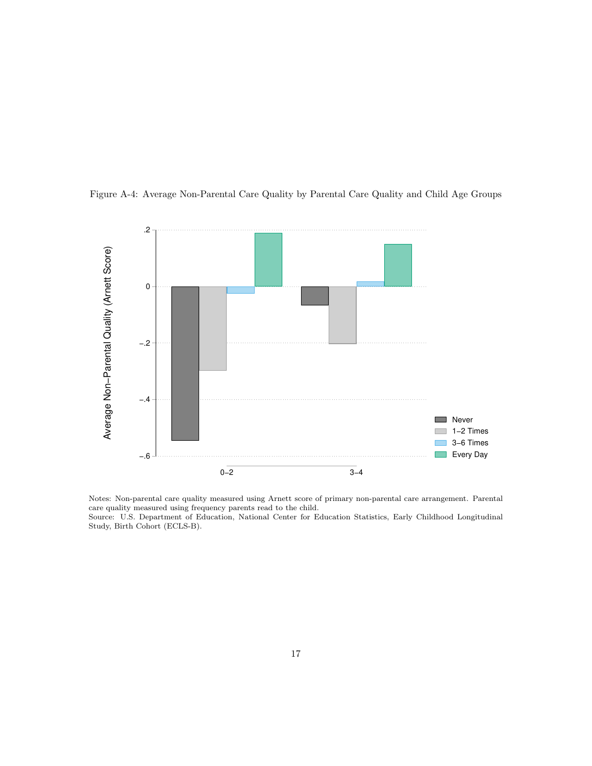Figure A-4: Average Non-Parental Care Quality by Parental Care Quality and Child Age Groups

Notes: Non-parental care quality measured using Arnett score of primary non-parental care arrangement. Parental care quality measured using frequency parents read to the child.
Source: U.S. Department of Education, National Center for Education Statistics, Early Childhood Longitudinal Study, Birth Cohort (ECLS-B).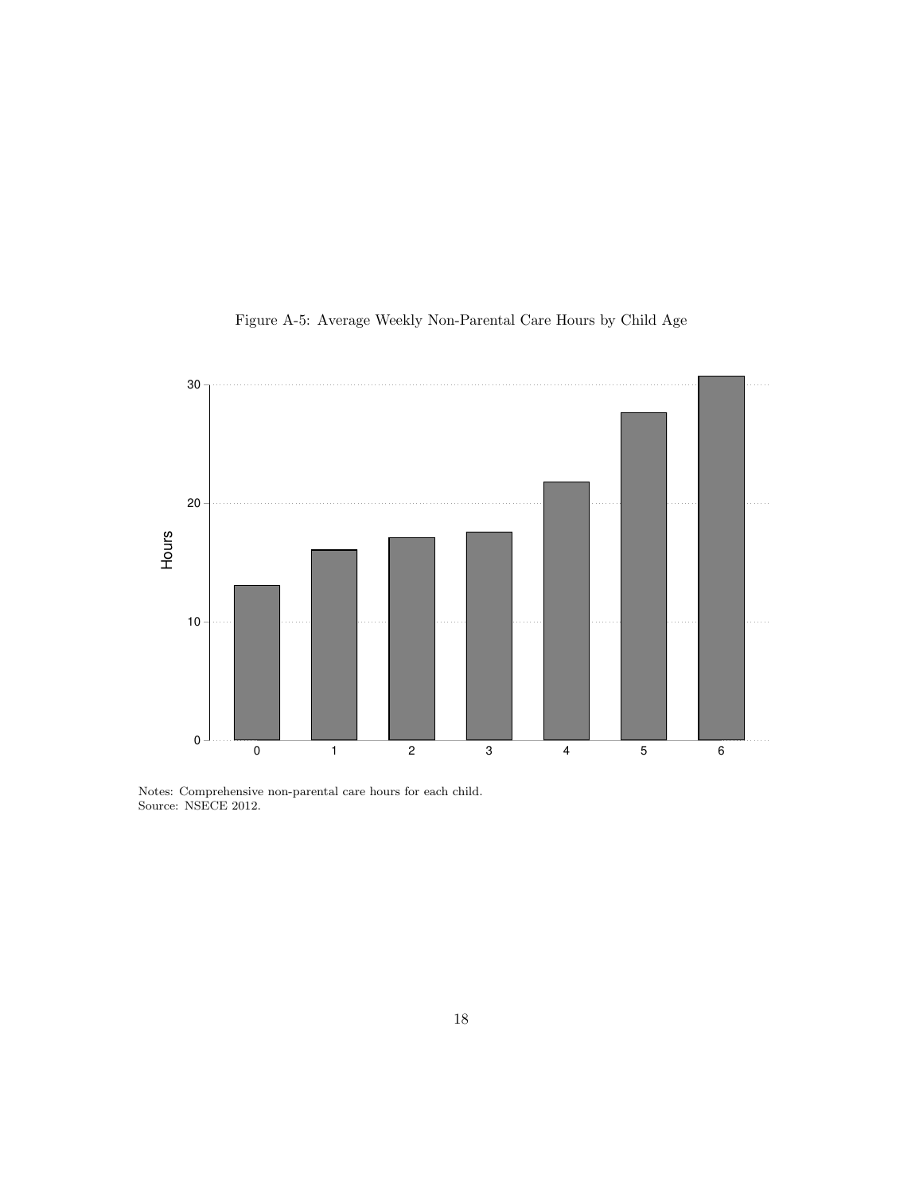Figure A-5: Average Weekly Non-Parental Care Hours by Child Age

Notes: Comprehensive non-parental care hours for each child.
Source: NSECE 2012.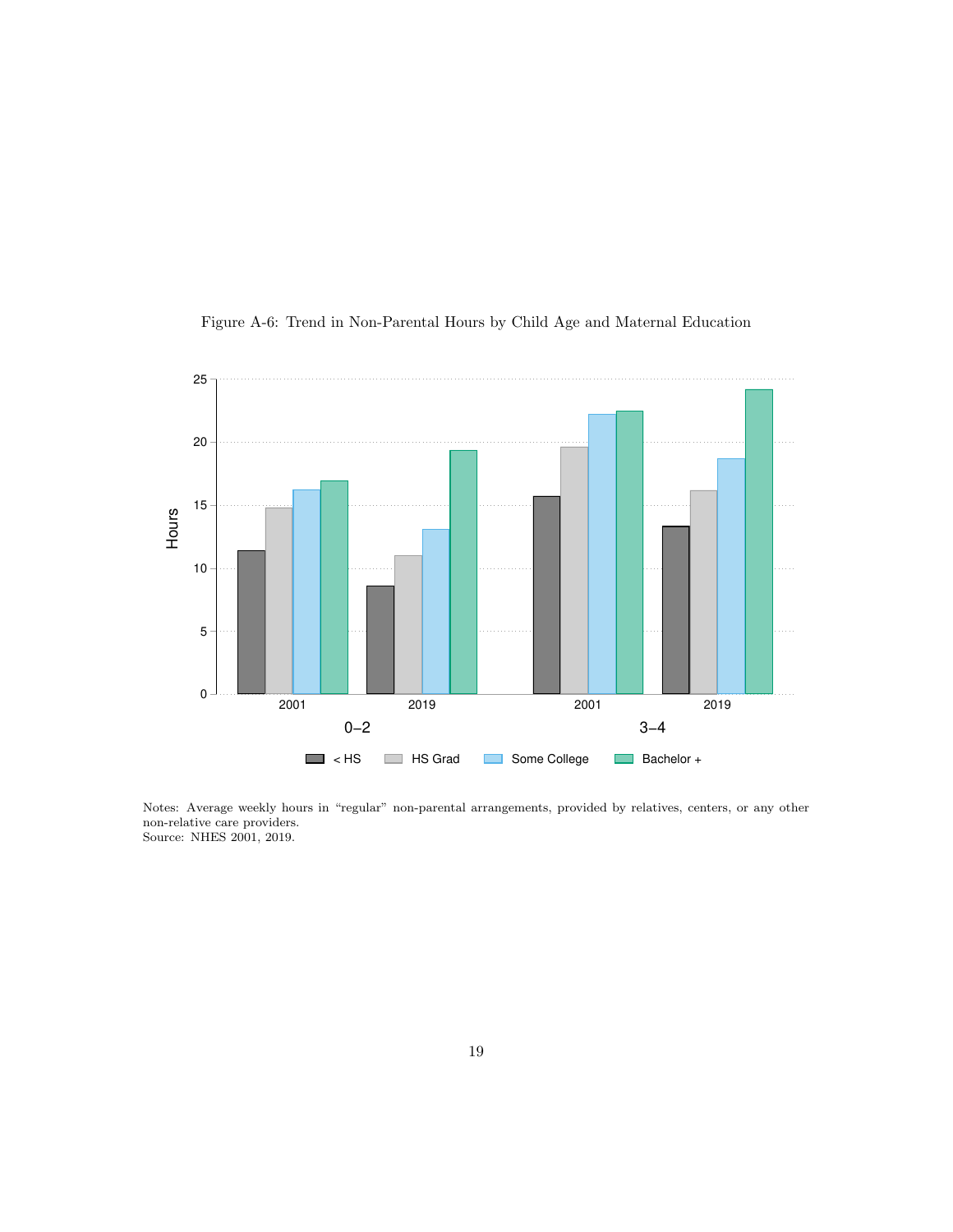Figure A-6: Trend in Non-Parental Hours by Child Age and Maternal Education

Notes: Average weekly hours in "regular" non-parental arrangements, provided by relatives, centers, or any other non-relative care providers.
Source: NHES 2001, 2019.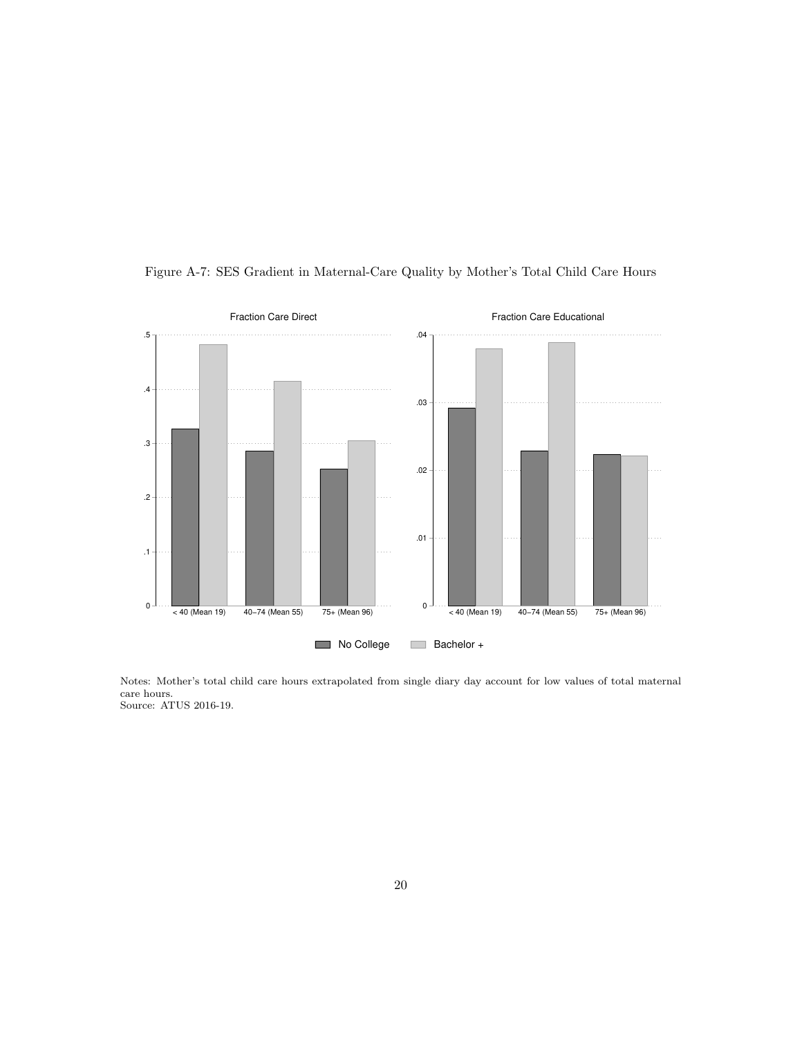Figure A-7: SES Gradient in Maternal-Care Quality by Mother's Total Child Care Hours

Notes: Mother's total child care hours extrapolated from single diary day account for low values of total maternal care hours.
Source: ATUS 2016-19.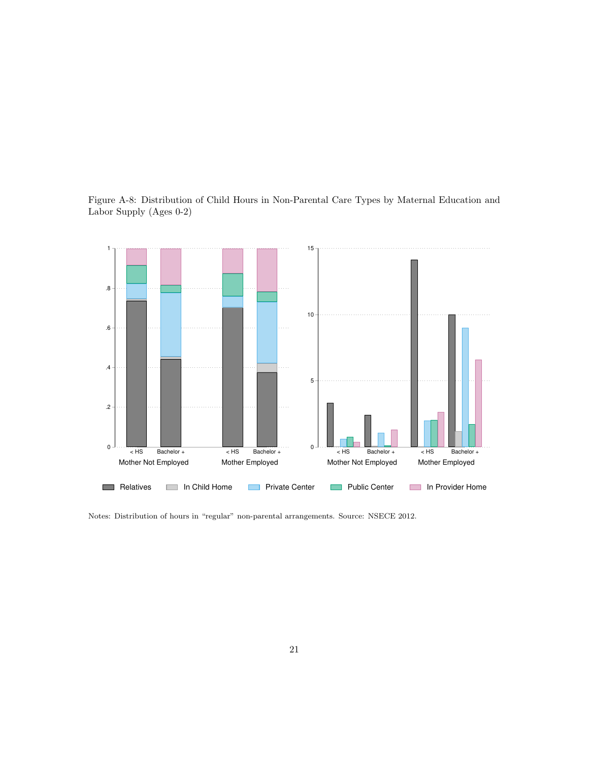Figure A-8: Distribution of Child Hours in Non-Parental Care Types by Maternal Education and Labor Supply (Ages 0-2)

Notes: Distribution of hours in "regular" non-parental arrangements. Source: NSECE 2012.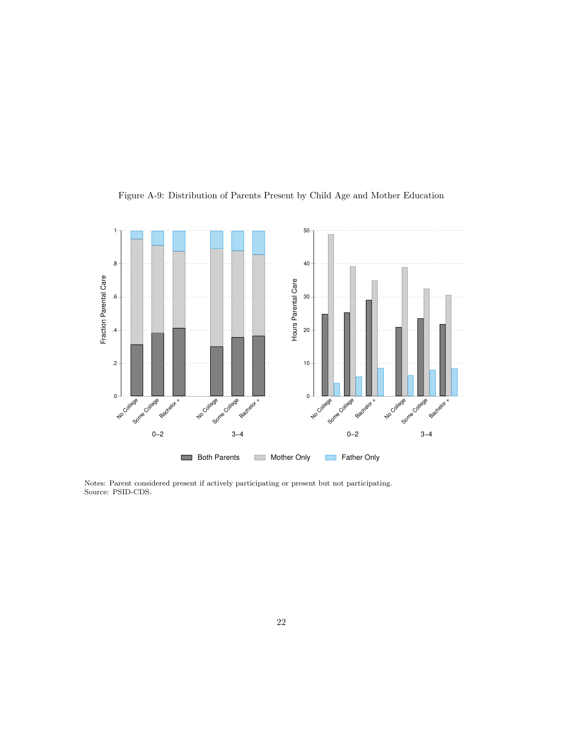Figure A-9: Distribution of Parents Present by Child Age and Mother Education

Notes: Parent considered present if actively participating or present but not participating.
Source: PSID-CDS.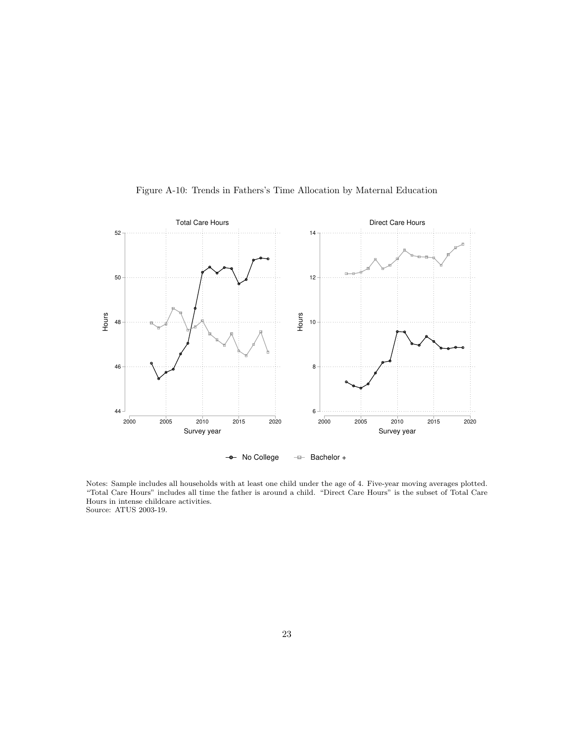Figure A-10: Trends in Fathers's Time Allocation by Maternal Education

Notes: Sample includes all households with at least one child under the age of 4. Five-year moving averages plotted. "Total Care Hours" includes all time the father is around a child. "Direct Care Hours" is the subset of Total Care Hours in intense childcare activities.
Source: ATUS 2003-19.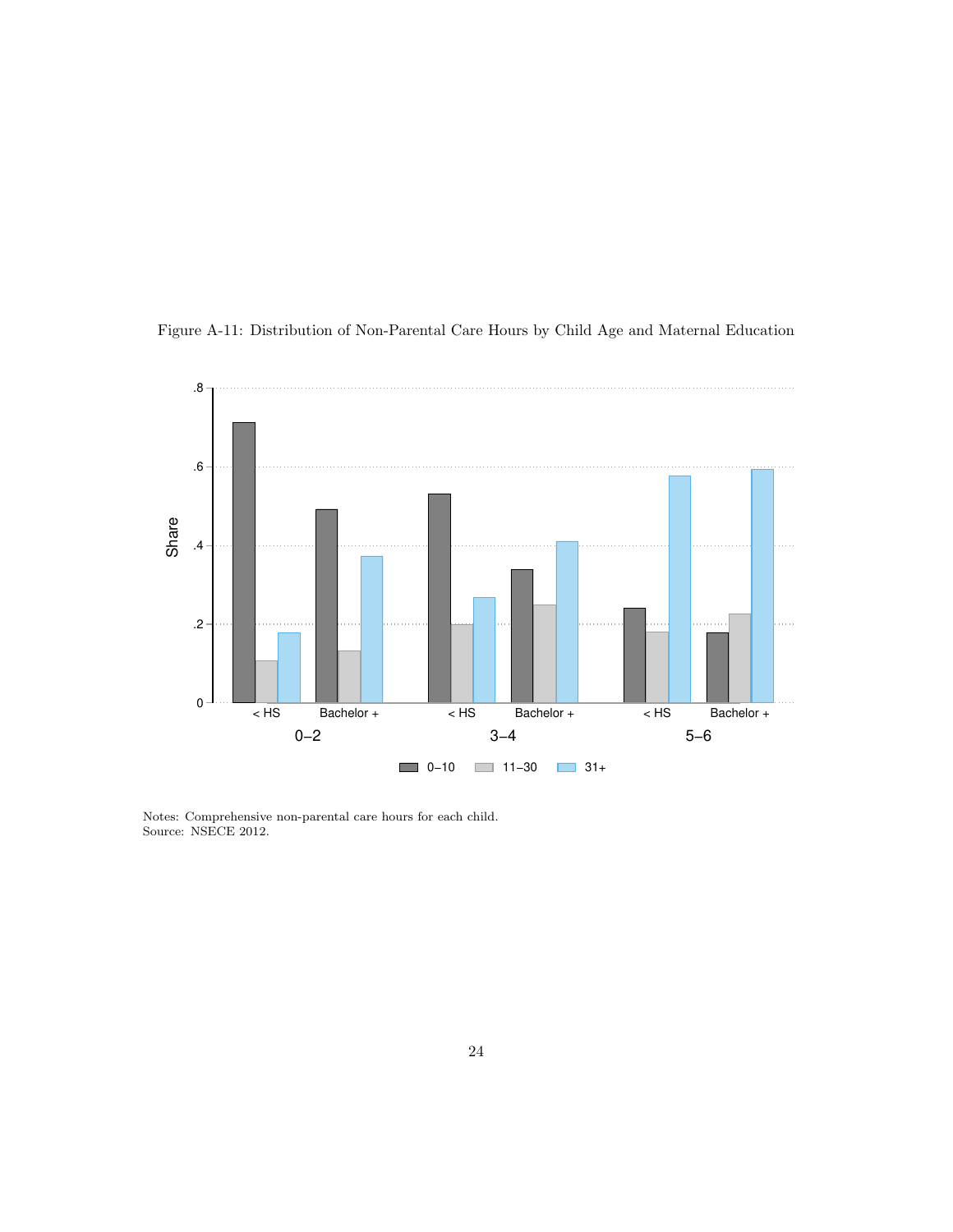Figure A-11: Distribution of Non-Parental Care Hours by Child Age and Maternal Education

Notes: Comprehensive non-parental care hours for each child.
Source: NSECE 2012.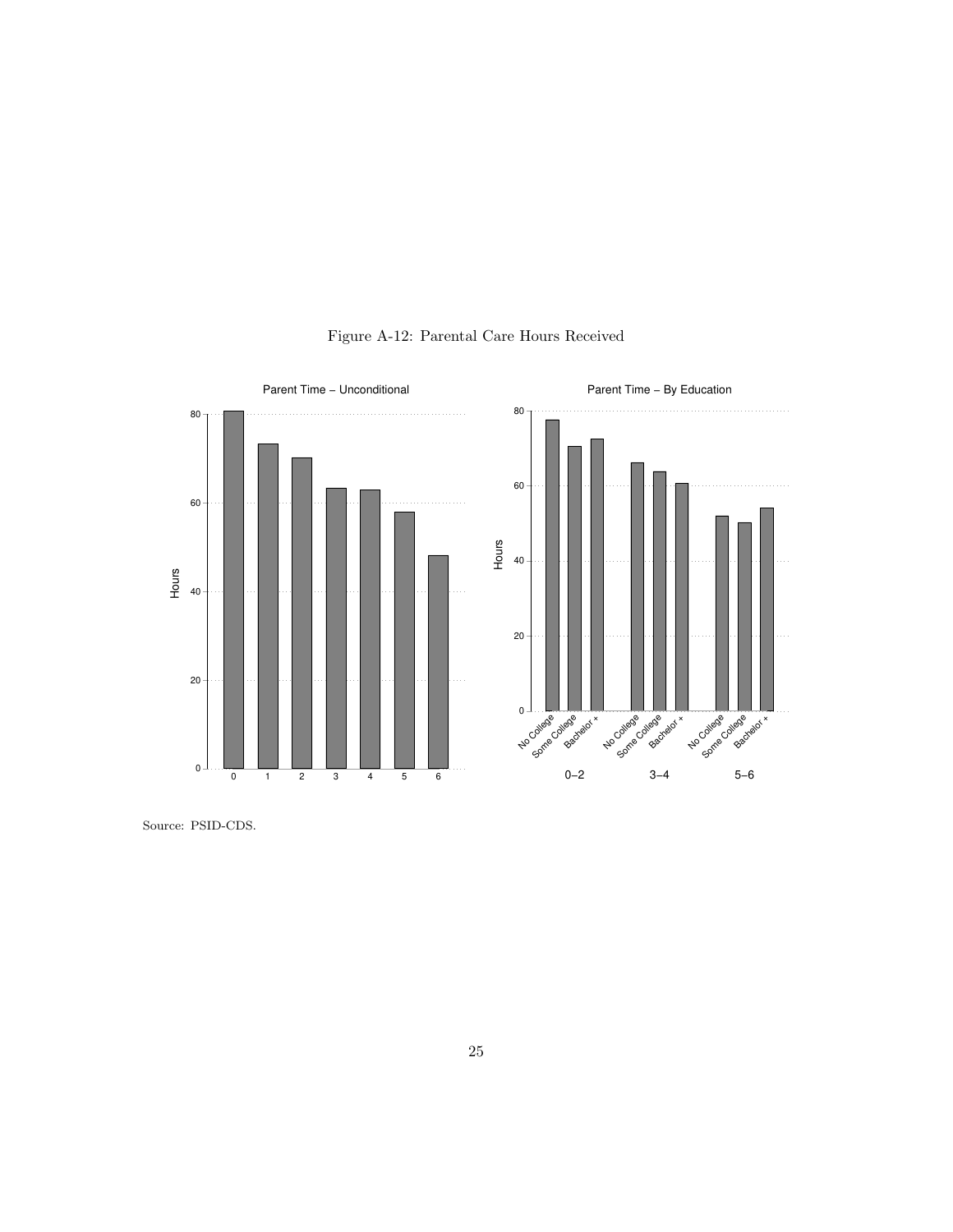Figure A-12: Parental Care Hours Received

Source: PSID-CDS.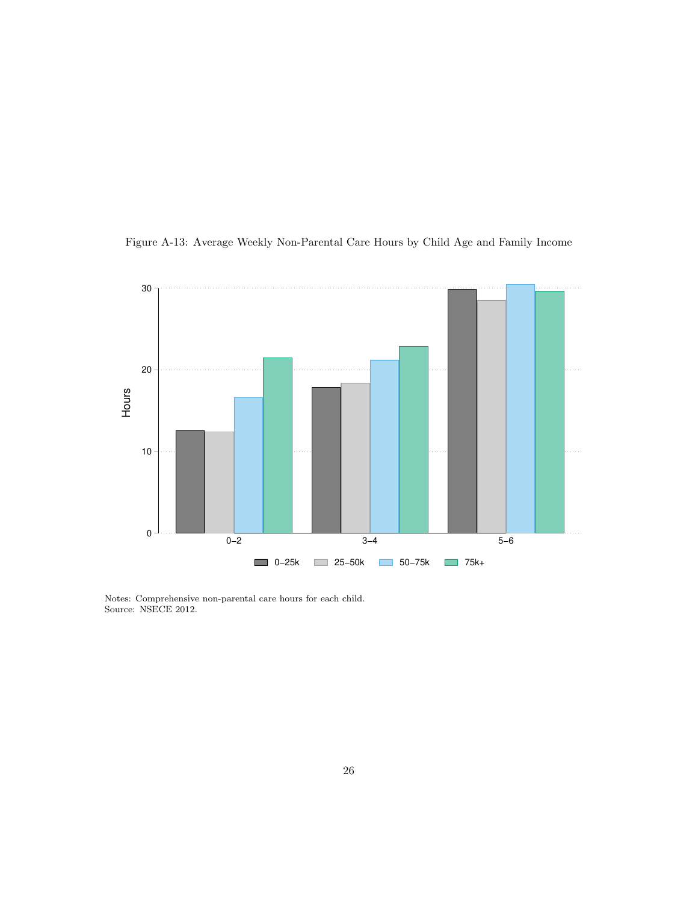Figure A-13: Average Weekly Non-Parental Care Hours by Child Age and Family Income

Notes: Comprehensive non-parental care hours for each child.
Source: NSECE 2012.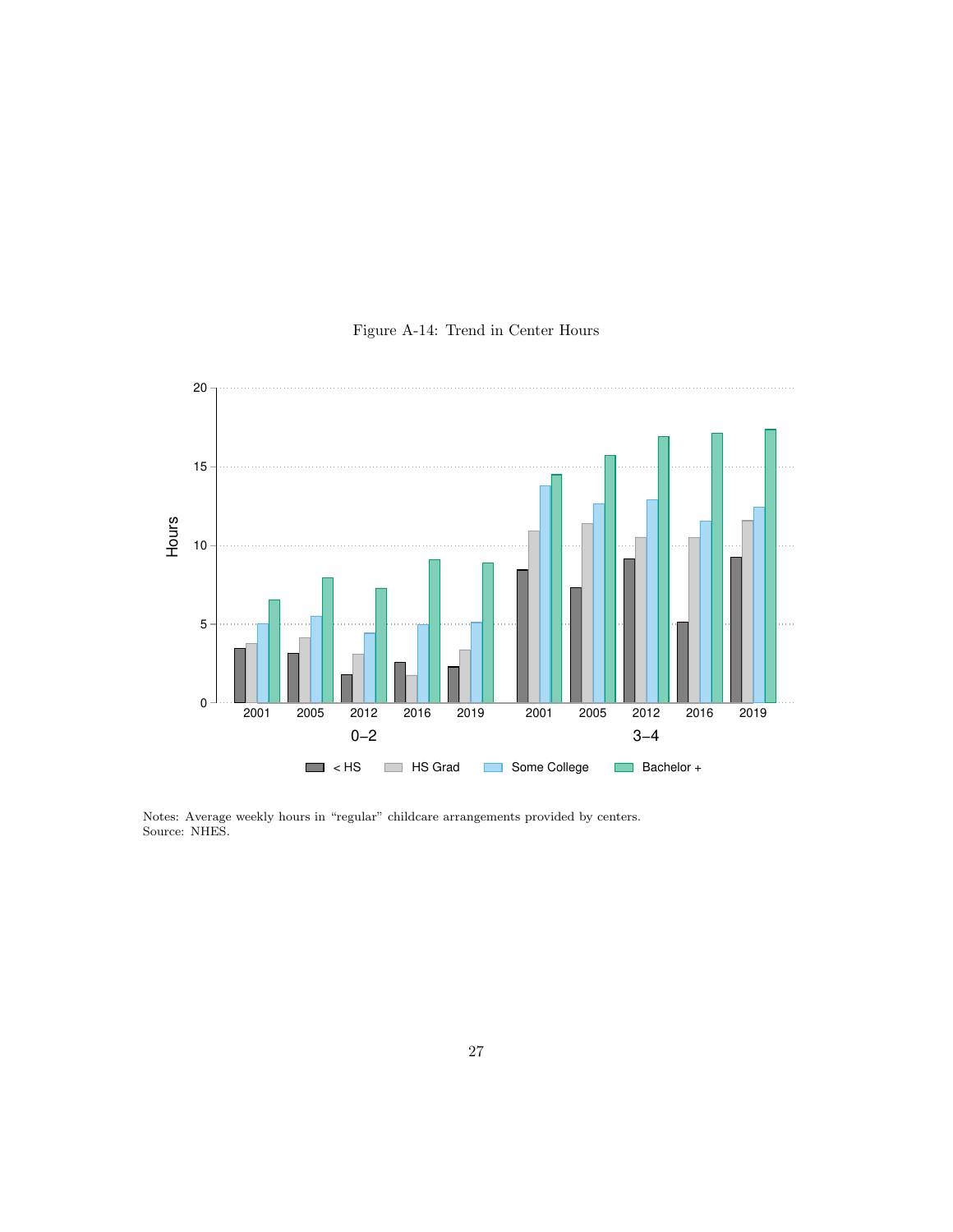Figure A-14: Trend in Center Hours

Notes: Average weekly hours in "regular" childcare arrangements provided by centers.
Source: NHES.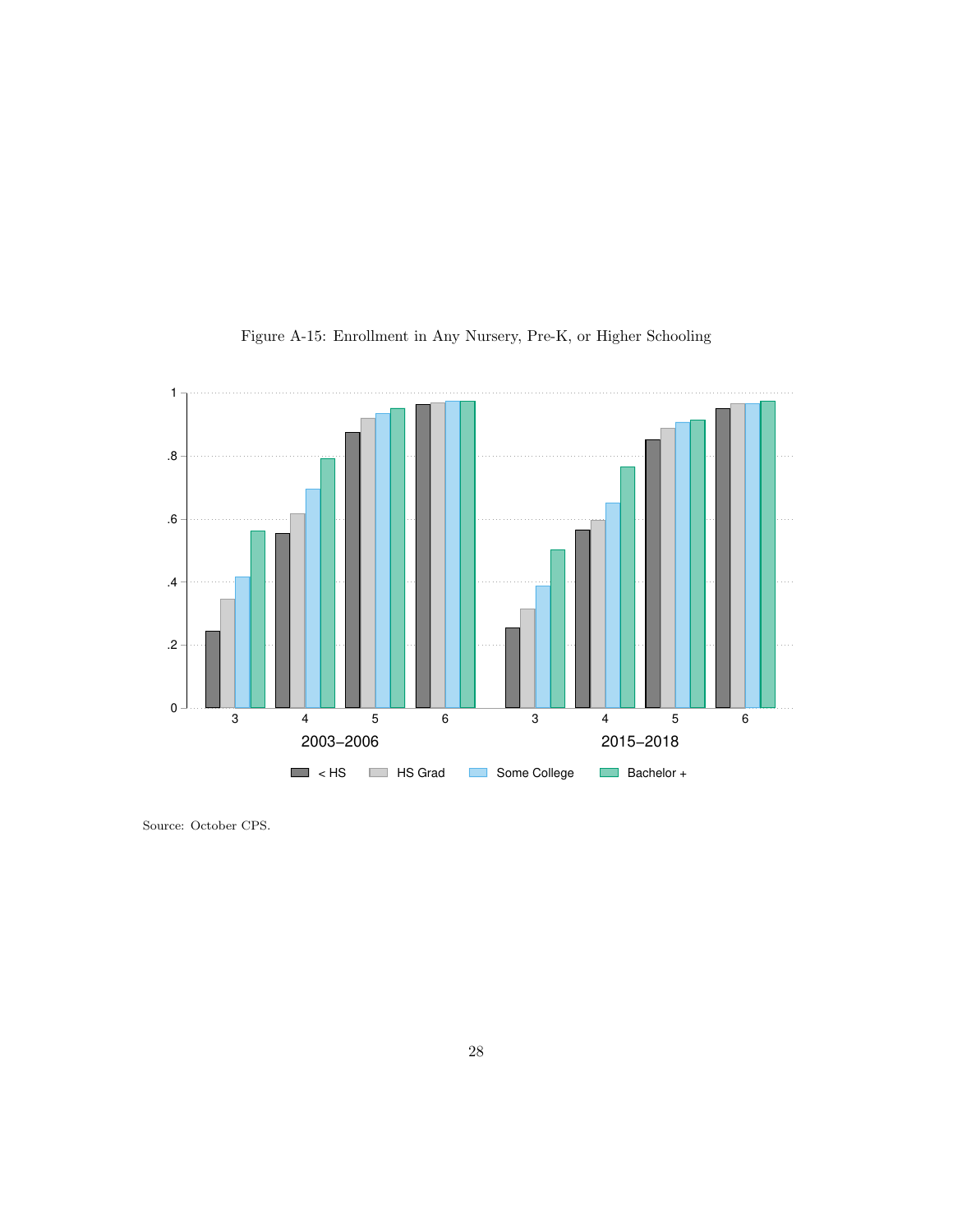Figure A-15: Enrollment in Any Nursery, Pre-K, or Higher Schooling

Source: October CPS.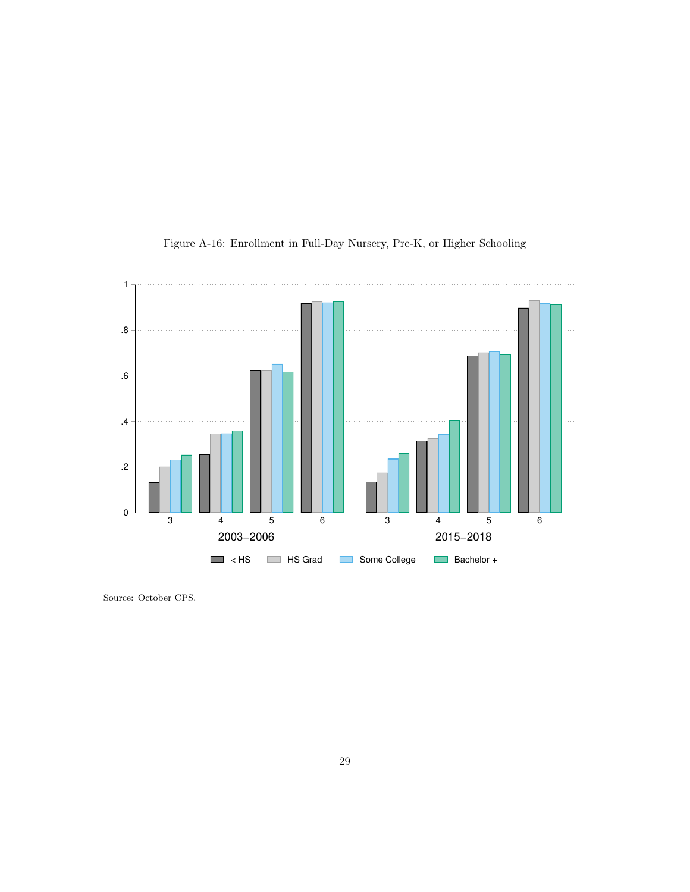Figure A-16: Enrollment in Full-Day Nursery, Pre-K, or Higher Schooling

Source: October CPS.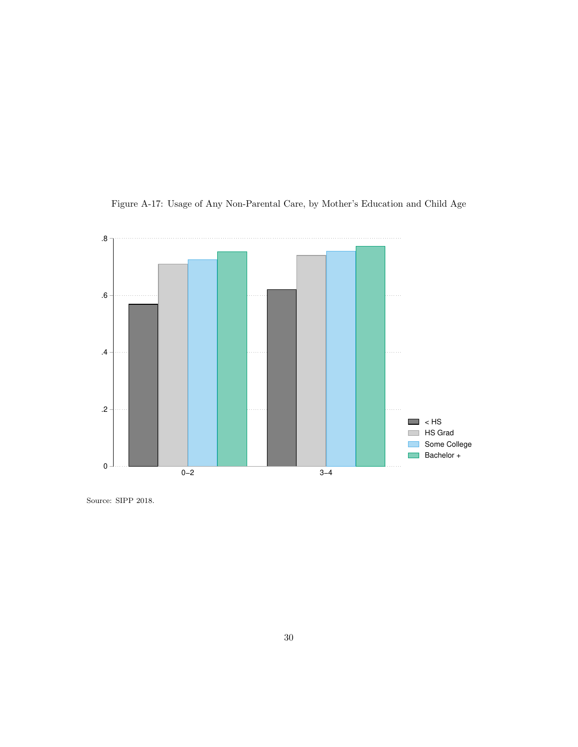Figure A-17: Usage of Any Non-Parental Care, by Mother's Education and Child Age

Source: SIPP 2018.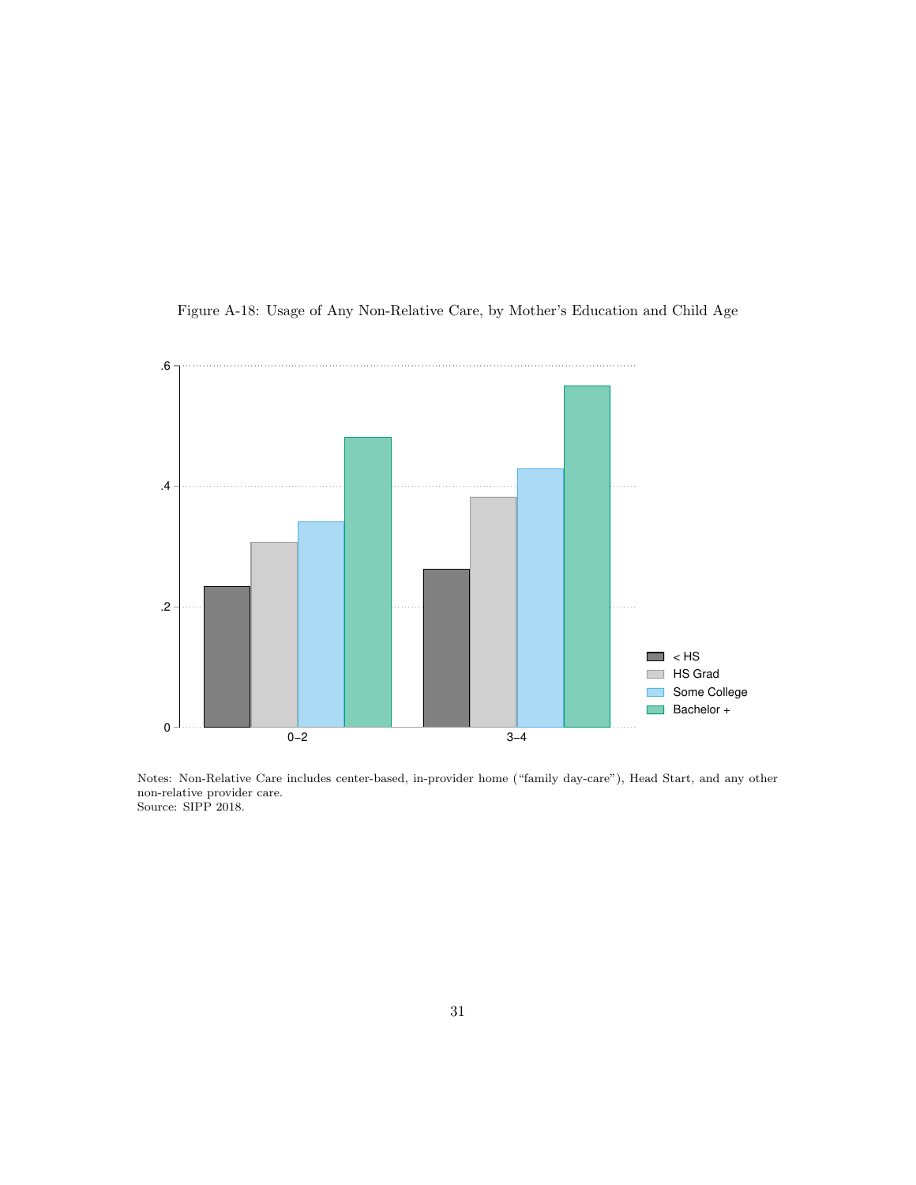Figure A-18: Usage of Any Non-Relative Care, by Mother's Education and Child Age

Notes: Non-Relative Care includes center-based, in-provider home ("family day-care"), Head Start, and any other non-relative provider care.
Source: SIPP 2018.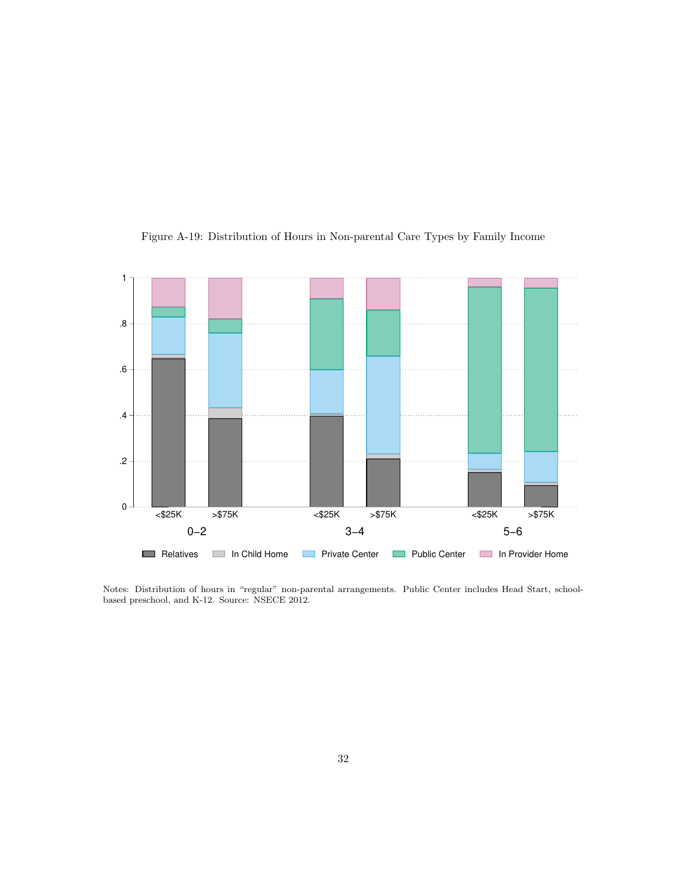Figure A-19: Distribution of Hours in Non-parental Care Types by Family Income

Notes: Distribution of hours in "regular" non-parental arrangements. Public Center includes Head Start, school-based preschool, and K-12. Source: NSECE 2012.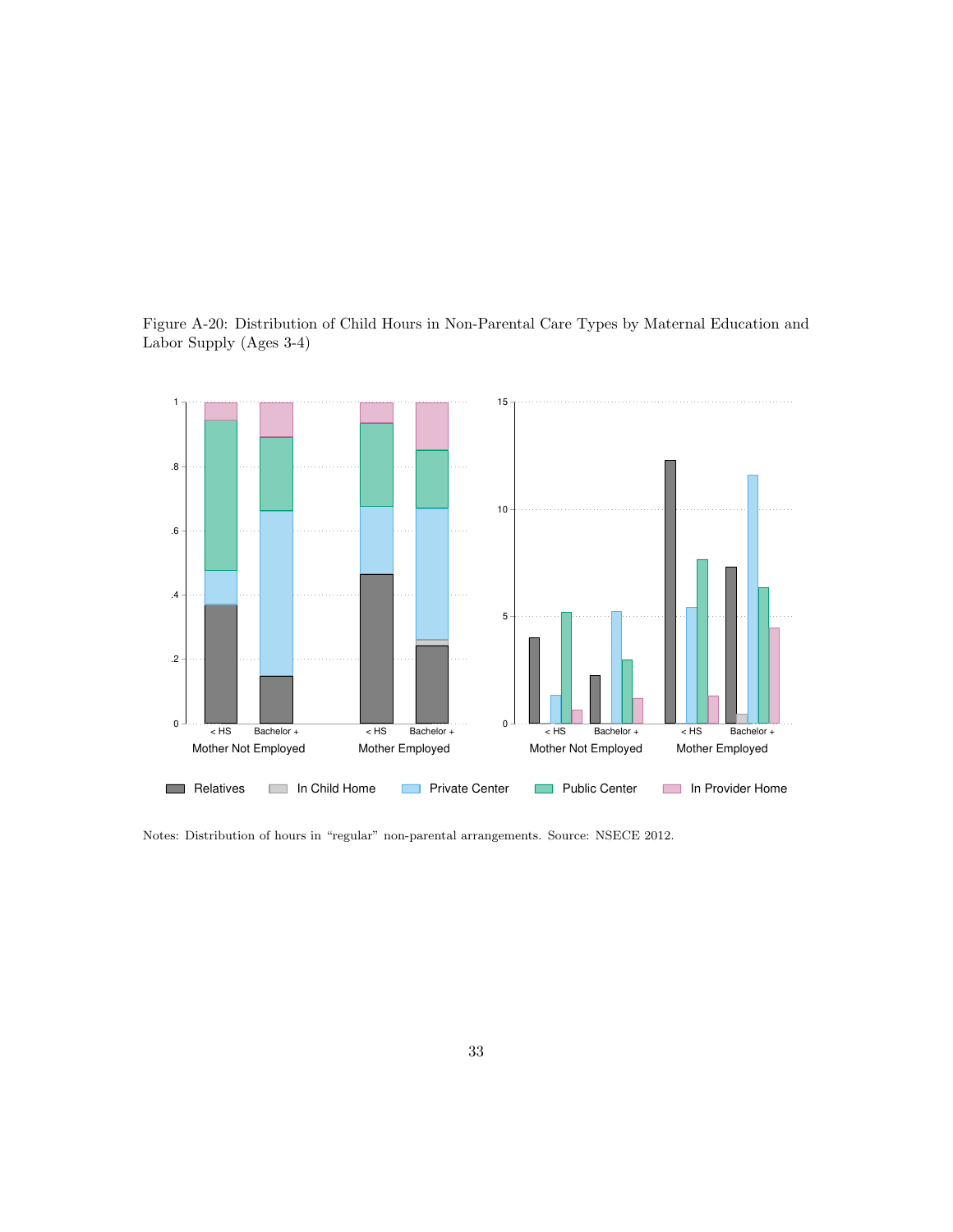Figure A-20: Distribution of Child Hours in Non-Parental Care Types by Maternal Education and Labor Supply (Ages 3-4)

Notes: Distribution of hours in "regular" non-parental arrangements. Source: NSECE 2012.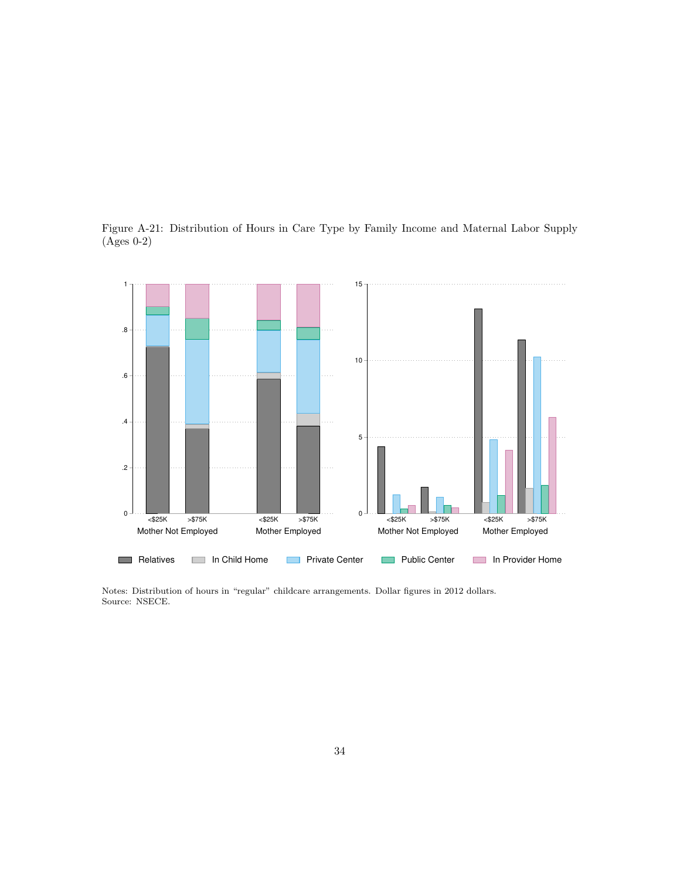Figure A-21: Distribution of Hours in Care Type by Family Income and Maternal Labor Supply (Ages 0-2)

Notes: Distribution of hours in "regular" childcare arrangements. Dollar figures in 2012 dollars.
Source: NSECE.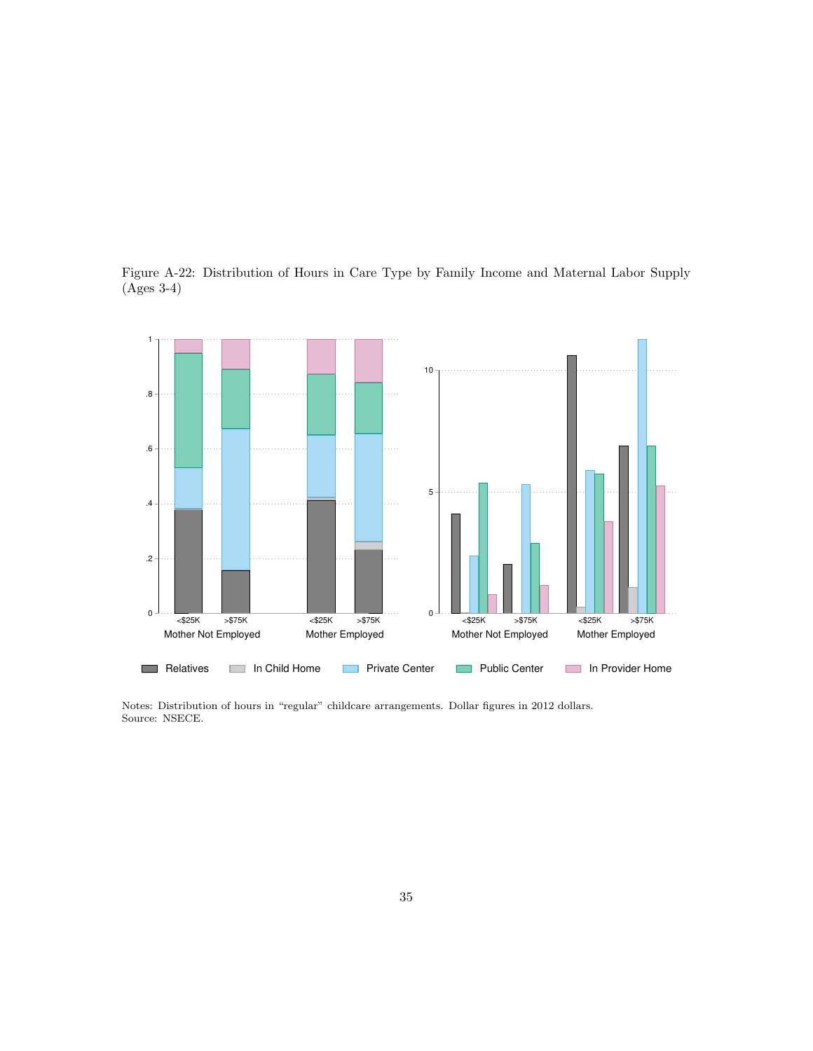Figure A-22: Distribution of Hours in Care Type by Family Income and Maternal Labor Supply (Ages 3-4)

Notes: Distribution of hours in "regular" childcare arrangements. Dollar figures in 2012 dollars.
Source: NSECE.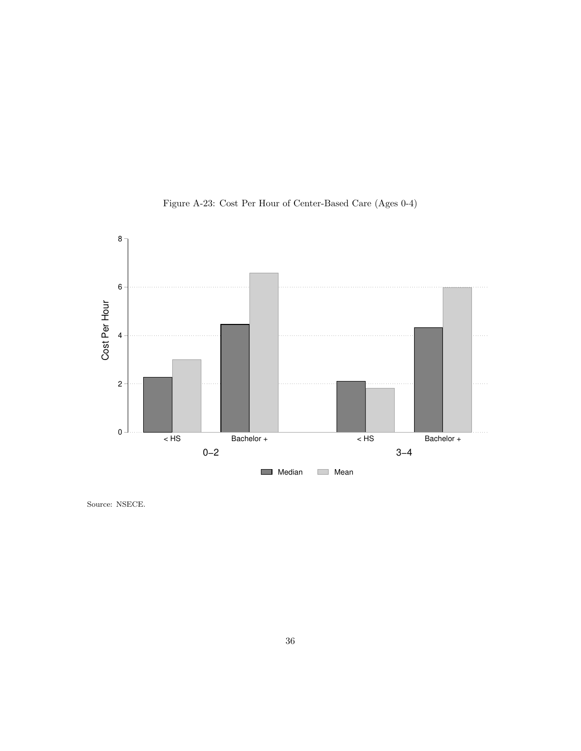Figure A-23: Cost Per Hour of Center-Based Care (Ages 0-4)

Source: NSECE.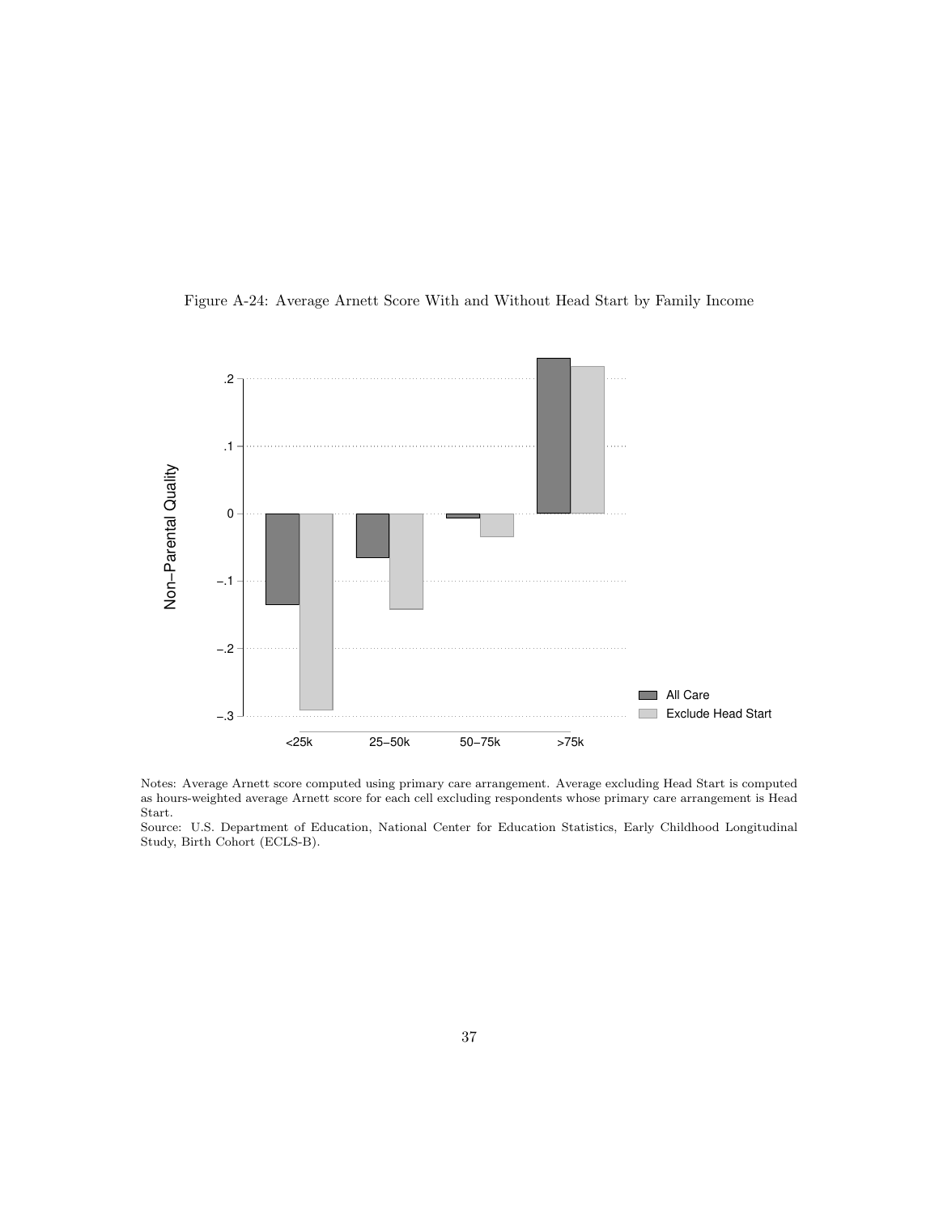Figure A-24: Average Arnett Score With and Without Head Start by Family Income

Notes: Average Arnett score computed using primary care arrangement. Average excluding Head Start is computed as hours-weighted average Arnett score for each cell excluding respondents whose primary care arrangement is Head Start.

Source: U.S. Department of Education, National Center for Education Statistics, Early Childhood Longitudinal Study, Birth Cohort (ECLS-B).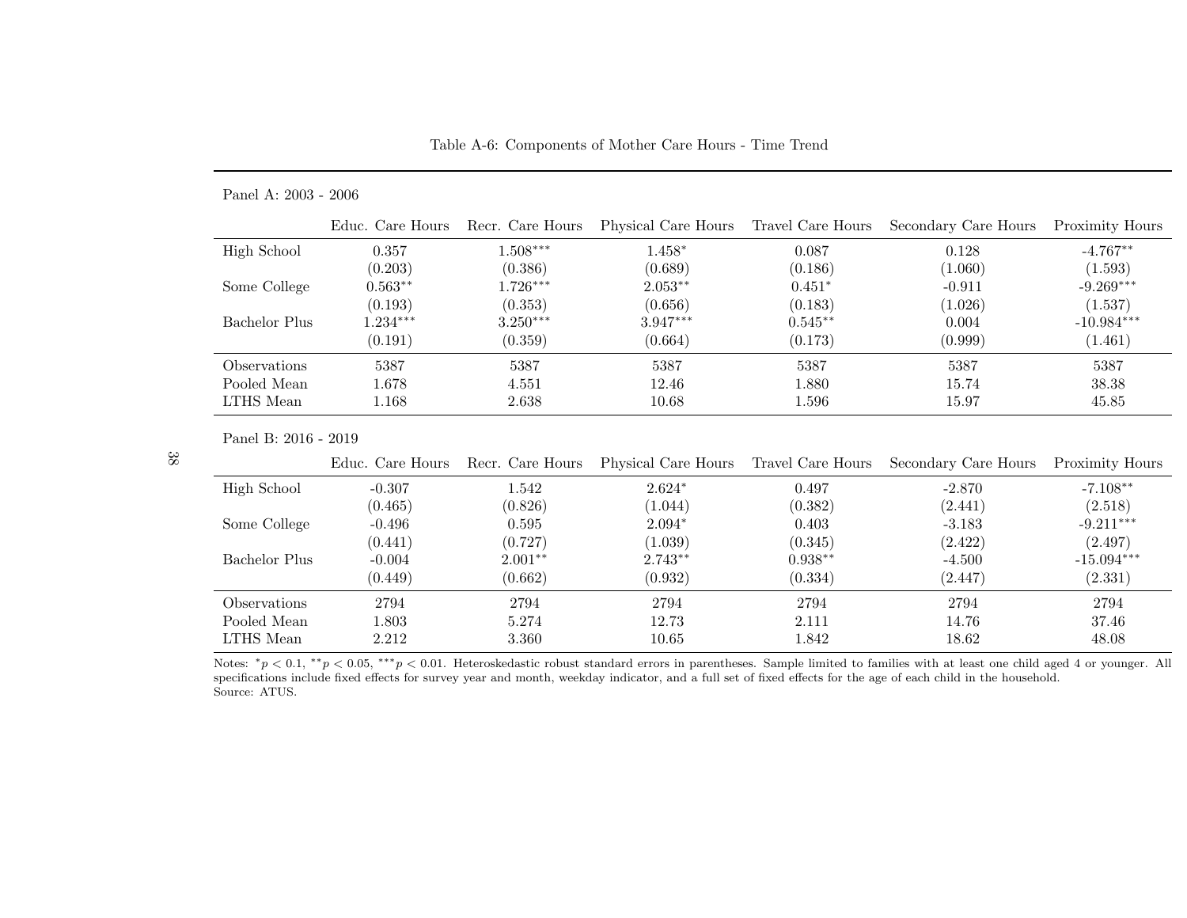Table A-6: Components of Mother Care Hours - Time Trend

Panel A: 2003 - 2006

| | Educ. Care Hours | Recr. Care Hours | Physical Care Hours | Travel Care Hours | Secondary Care Hours | Proximity Hours |
|---|---|---|---|---|---|---|
| High School | 0.357 | 1.508*** | 1.458* | 0.087 | 0.128 | -4.767** |
| | (0.203) | (0.386) | (0.689) | (0.186) | (1.060) | (1.593) |
| Some College | 0.563** | 1.726*** | 2.053** | 0.451* | -0.911 | -9.269*** |
| | (0.193) | (0.353) | (0.656) | (0.183) | (1.026) | (1.537) |
| Bachelor Plus | 1.234*** | 3.250*** | 3.947*** | 0.545** | 0.004 | -10.984*** |
| | (0.191) | (0.359) | (0.664) | (0.173) | (0.999) | (1.461) |
| Observations | 5387 | 5387 | 5387 | 5387 | 5387 | 5387 |
| Pooled Mean | 1.678 | 4.551 | 12.46 | 1.880 | 15.74 | 38.38 |
| LTHS Mean | 1.168 | 2.638 | 10.68 | 1.596 | 15.97 | 45.85 |

Panel B: 2016 - 2019

| | Educ. Care Hours | Recr. Care Hours | Physical Care Hours | Travel Care Hours | Secondary Care Hours | Proximity Hours |
|---|---|---|---|---|---|---|
| High School | -0.307 | 1.542 | 2.624* | 0.497 | -2.870 | -7.108** |
| | (0.465) | (0.826) | (1.044) | (0.382) | (2.441) | (2.518) |
| Some College | -0.496 | 0.595 | 2.094* | 0.403 | -3.183 | -9.211*** |
| | (0.441) | (0.727) | (1.039) | (0.345) | (2.422) | (2.497) |
| Bachelor Plus | -0.004 | 2.001** | 2.743** | 0.938** | -4.500 | -15.094*** |
| | (0.449) | (0.662) | (0.932) | (0.334) | (2.447) | (2.331) |
| Observations | 2794 | 2794 | 2794 | 2794 | 2794 | 2794 |
| Pooled Mean | 1.803 | 5.274 | 12.73 | 2.111 | 14.76 | 37.46 |
| LTHS Mean | 2.212 | 3.360 | 10.65 | 1.842 | 18.62 | 48.08 |

Notes: *$p < 0.1$, **$p < 0.05$, ***$p < 0.01$. Heteroskedastic robust standard errors in parentheses. Sample limited to families with at least one child aged 4 or younger. All specifications include fixed effects for survey year and month, weekday indicator, and a full set of fixed effects for the age of each child in the household.
Source: ATUS.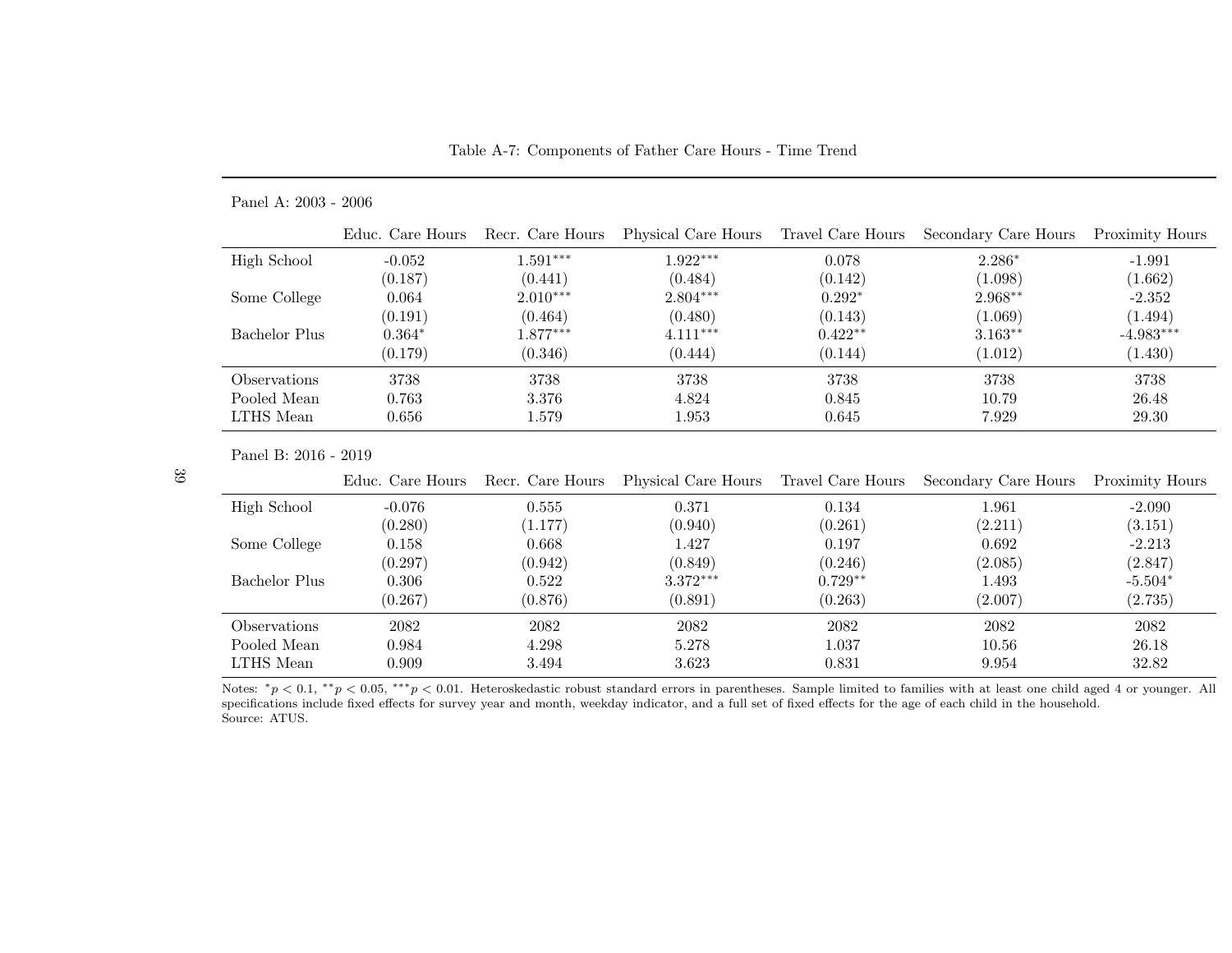Table A-7: Components of Father Care Hours - Time Trend

Panel A: 2003 - 2006

| | Educ. Care Hours | Recr. Care Hours | Physical Care Hours | Travel Care Hours | Secondary Care Hours | Proximity Hours |
|---|---|---|---|---|---|---|
| High School | -0.052 | 1.591*** | 1.922*** | 0.078 | 2.286* | -1.991 |
| | (0.187) | (0.441) | (0.484) | (0.142) | (1.098) | (1.662) |
| Some College | 0.064 | 2.010*** | 2.804*** | 0.292* | 2.968** | -2.352 |
| | (0.191) | (0.464) | (0.480) | (0.143) | (1.069) | (1.494) |
| Bachelor Plus | 0.364* | 1.877*** | 4.111*** | 0.422** | 3.163** | -4.983*** |
| | (0.179) | (0.346) | (0.444) | (0.144) | (1.012) | (1.430) |
| Observations | 3738 | 3738 | 3738 | 3738 | 3738 | 3738 |
| Pooled Mean | 0.763 | 3.376 | 4.824 | 0.845 | 10.79 | 26.48 |
| LTHS Mean | 0.656 | 1.579 | 1.953 | 0.645 | 7.929 | 29.30 |

Panel B: 2016 - 2019

| | Educ. Care Hours | Recr. Care Hours | Physical Care Hours | Travel Care Hours | Secondary Care Hours | Proximity Hours |
|---|---|---|---|---|---|---|
| High School | -0.076 | 0.555 | 0.371 | 0.134 | 1.961 | -2.090 |
| | (0.280) | (1.177) | (0.940) | (0.261) | (2.211) | (3.151) |
| Some College | 0.158 | 0.668 | 1.427 | 0.197 | 0.692 | -2.213 |
| | (0.297) | (0.942) | (0.849) | (0.246) | (2.085) | (2.847) |
| Bachelor Plus | 0.306 | 0.522 | 3.372*** | 0.729** | 1.493 | -5.504* |
| | (0.267) | (0.876) | (0.891) | (0.263) | (2.007) | (2.735) |
| Observations | 2082 | 2082 | 2082 | 2082 | 2082 | 2082 |
| Pooled Mean | 0.984 | 4.298 | 5.278 | 1.037 | 10.56 | 26.18 |
| LTHS Mean | 0.909 | 3.494 | 3.623 | 0.831 | 9.954 | 32.82 |

Notes: * $p < 0.1$, ** $p < 0.05$, *** $p < 0.01$. Heteroskedastic robust standard errors in parentheses. Sample limited to families with at least one child aged 4 or younger. All specifications include fixed effects for survey year and month, weekday indicator, and a full set of fixed effects for the age of each child in the household.
Source: ATUS.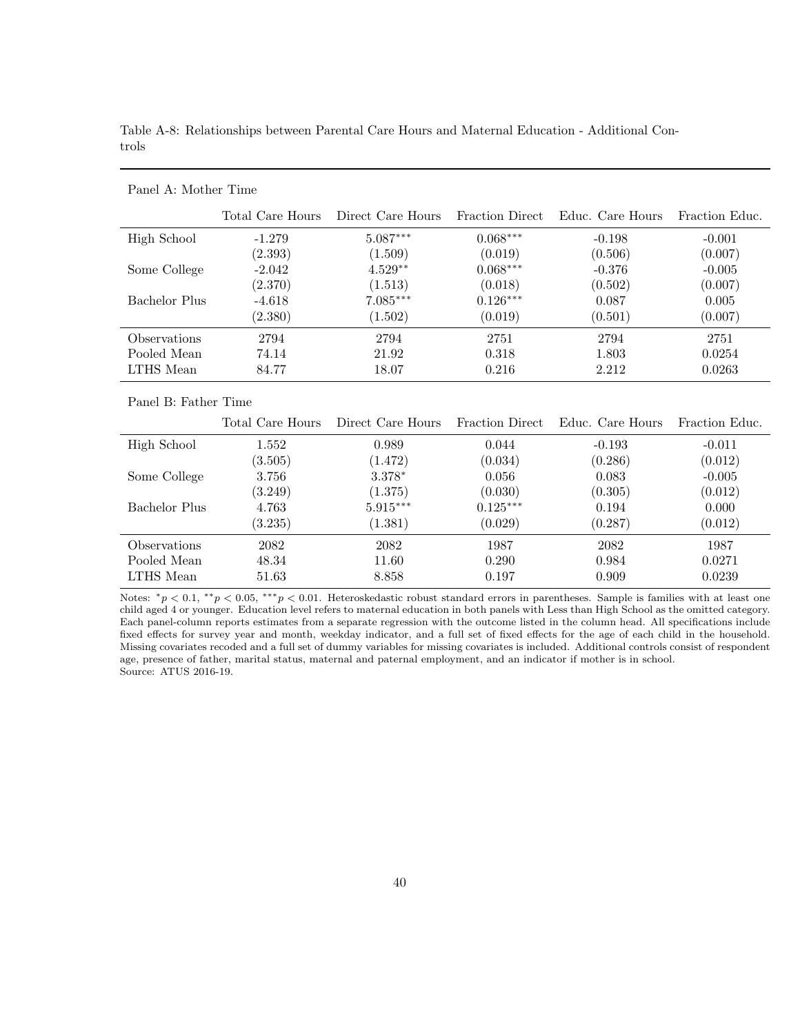Table A-8: Relationships between Parental Care Hours and Maternal Education - Additional Controls

Panel A: Mother Time

| | Total Care Hours | Direct Care Hours | Fraction Direct | Educ. Care Hours | Fraction Educ. |
|---|---|---|---|---|---|
| High School | -1.279 | 5.087*** | 0.068*** | -0.198 | -0.001 |
| | (2.393) | (1.509) | (0.019) | (0.506) | (0.007) |
| Some College | -2.042 | 4.529** | 0.068*** | -0.376 | -0.005 |
| | (2.370) | (1.513) | (0.018) | (0.502) | (0.007) |
| Bachelor Plus | -4.618 | 7.085*** | 0.126*** | 0.087 | 0.005 |
| | (2.380) | (1.502) | (0.019) | (0.501) | (0.007) |
| Observations | 2794 | 2794 | 2751 | 2794 | 2751 |
| Pooled Mean | 74.14 | 21.92 | 0.318 | 1.803 | 0.0254 |
| LTHS Mean | 84.77 | 18.07 | 0.216 | 2.212 | 0.0263 |

Panel B: Father Time

| | Total Care Hours | Direct Care Hours | Fraction Direct | Educ. Care Hours | Fraction Educ. |
|---|---|---|---|---|---|
| High School | 1.552 | 0.989 | 0.044 | -0.193 | -0.011 |
| | (3.505) | (1.472) | (0.034) | (0.286) | (0.012) |
| Some College | 3.756 | 3.378* | 0.056 | 0.083 | -0.005 |
| | (3.249) | (1.375) | (0.030) | (0.305) | (0.012) |
| Bachelor Plus | 4.763 | 5.915*** | 0.125*** | 0.194 | 0.000 |
| | (3.235) | (1.381) | (0.029) | (0.287) | (0.012) |
| Observations | 2082 | 2082 | 1987 | 2082 | 1987 |
| Pooled Mean | 48.34 | 11.60 | 0.290 | 0.984 | 0.0271 |
| LTHS Mean | 51.63 | 8.858 | 0.197 | 0.909 | 0.0239 |

Notes: $^{*}p < 0.1$, $^{**}p < 0.05$, $^{***}p < 0.01$. Heteroskedastic robust standard errors in parentheses. Sample is families with at least one child aged 4 or younger. Education level refers to maternal education in both panels with Less than High School as the omitted category. Each panel-column reports estimates from a separate regression with the outcome listed in the column head. All specifications include fixed effects for survey year and month, weekday indicator, and a full set of fixed effects for the age of each child in the household. Missing covariates recoded and a full set of dummy variables for missing covariates is included. Additional controls consist of respondent age, presence of father, marital status, maternal and paternal employment, and an indicator if mother is in school.
Source: ATUS 2016-19.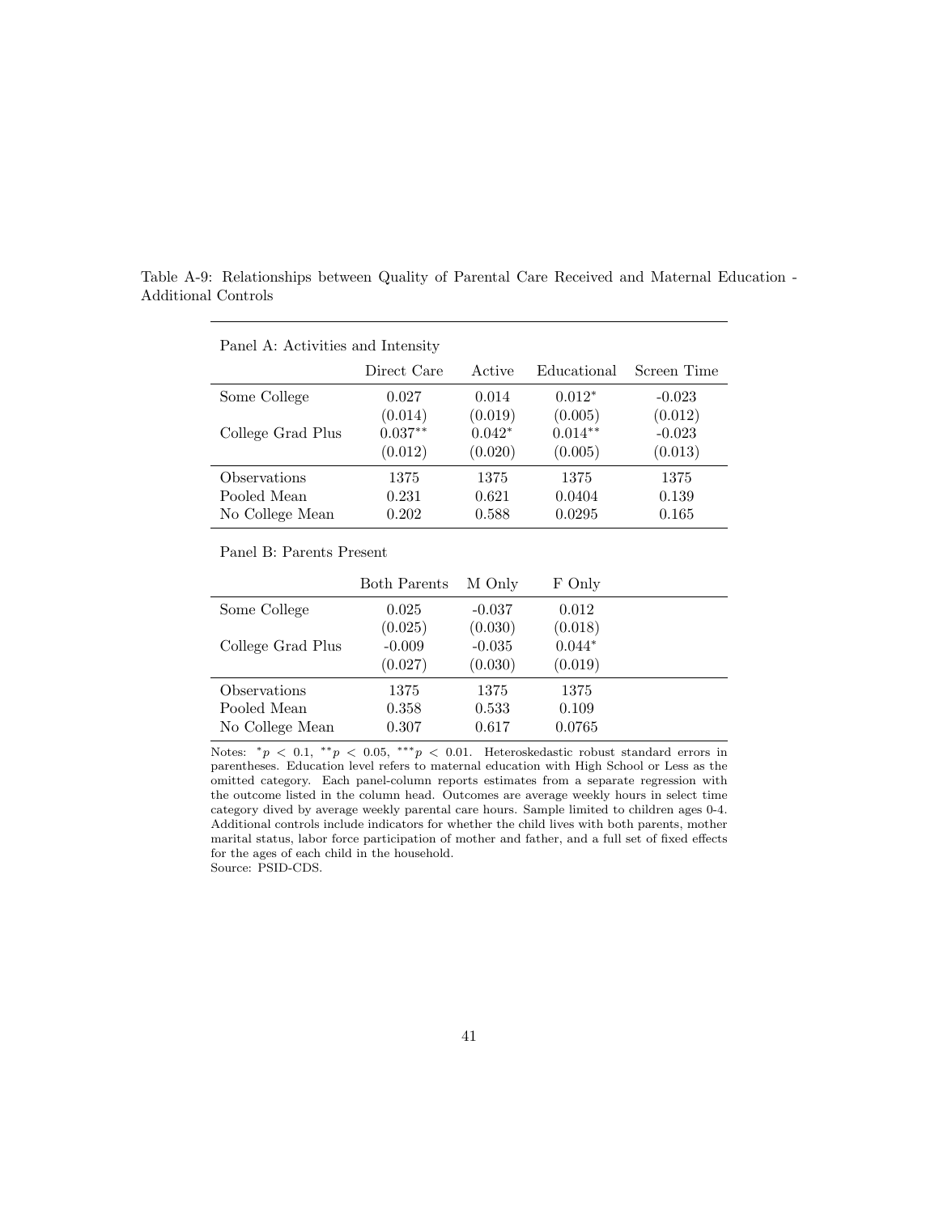Table A-9: Relationships between Quality of Parental Care Received and Maternal Education - Additional Controls

Panel A: Activities and Intensity

| | Direct Care | Active | Educational | Screen Time |
|---|---|---|---|---|
| Some College | 0.027 | 0.014 | $0.012^{*}$ | -0.023 |
| | (0.014) | (0.019) | (0.005) | (0.012) |
| College Grad Plus | $0.037^{**}$ | $0.042^{*}$ | $0.014^{**}$ | -0.023 |
| | (0.012) | (0.020) | (0.005) | (0.013) |
| Observations | 1375 | 1375 | 1375 | 1375 |
| Pooled Mean | 0.231 | 0.621 | 0.0404 | 0.139 |
| No College Mean | 0.202 | 0.588 | 0.0295 | 0.165 |

Panel B: Parents Present

| | Both Parents | M Only | F Only |
|---|---|---|---|
| Some College | 0.025 | -0.037 | 0.012 |
| | (0.025) | (0.030) | (0.018) |
| College Grad Plus | -0.009 | -0.035 | $0.044^{*}$ |
| | (0.027) | (0.030) | (0.019) |
| Observations | 1375 | 1375 | 1375 |
| Pooled Mean | 0.358 | 0.533 | 0.109 |
| No College Mean | 0.307 | 0.617 | 0.0765 |

Notes: $^{*}p < 0.1$, $^{**}p < 0.05$, $^{***}p < 0.01$. Heteroskedastic robust standard errors in parentheses. Education level refers to maternal education with High School or Less as the omitted category. Each panel-column reports estimates from a separate regression with the outcome listed in the column head. Outcomes are average weekly hours in select time category dived by average weekly parental care hours. Sample limited to children ages 0-4. Additional controls include indicators for whether the child lives with both parents, mother marital status, labor force participation of mother and father, and a full set of fixed effects for the ages of each child in the household.
Source: PSID-CDS.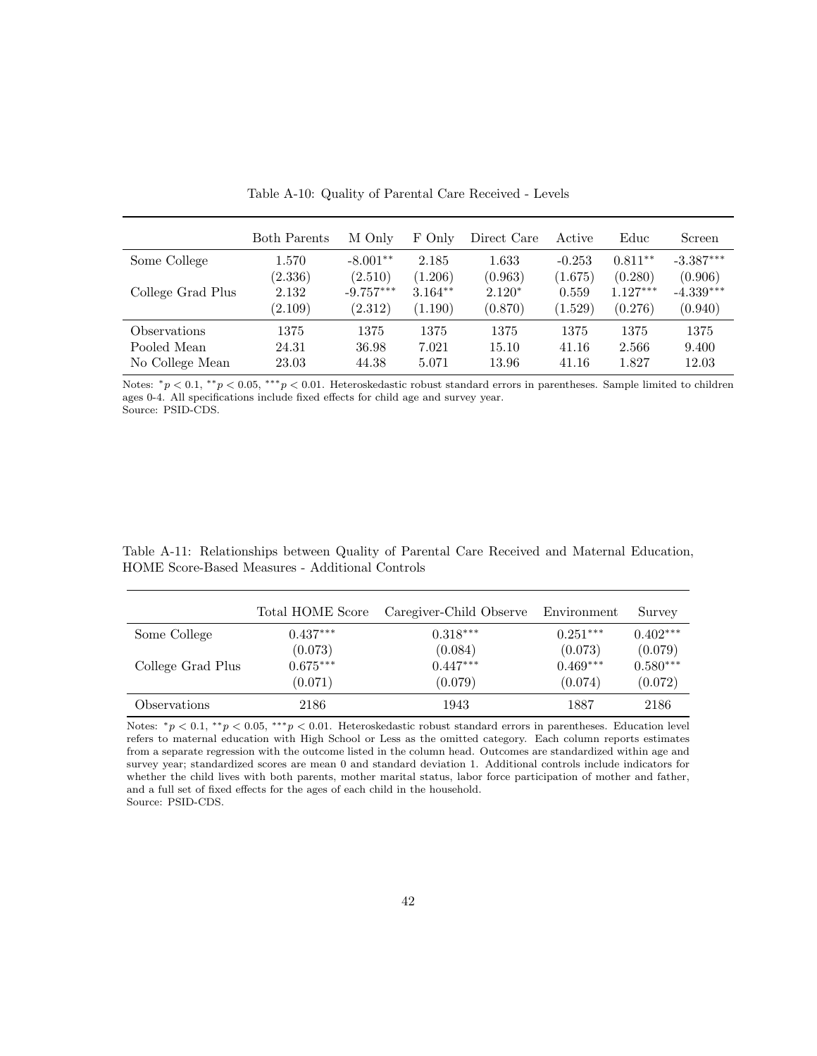Table A-10: Quality of Parental Care Received - Levels

| | Both Parents | M Only | F Only | Direct Care | Active | Educ | Screen |
|---|---|---|---|---|---|---|---|
| Some College | 1.570 | -8.001** | 2.185 | 1.633 | -0.253 | 0.811** | -3.387*** |
| | (2.336) | (2.510) | (1.206) | (0.963) | (1.675) | (0.280) | (0.906) |
| College Grad Plus | 2.132 | -9.757*** | 3.164** | 2.120* | 0.559 | 1.127*** | -4.339*** |
| | (2.109) | (2.312) | (1.190) | (0.870) | (1.529) | (0.276) | (0.940) |
| Observations | 1375 | 1375 | 1375 | 1375 | 1375 | 1375 | 1375 |
| Pooled Mean | 24.31 | 36.98 | 7.021 | 15.10 | 41.16 | 2.566 | 9.400 |
| No College Mean | 23.03 | 44.38 | 5.071 | 13.96 | 41.16 | 1.827 | 12.03 |

Notes: $^{*}p < 0.1$, $^{**}p < 0.05$, $^{***}p < 0.01$. Heteroskedastic robust standard errors in parentheses. Sample limited to children ages 0-4. All specifications include fixed effects for child age and survey year.
Source: PSID-CDS.

Table A-11: Relationships between Quality of Parental Care Received and Maternal Education, HOME Score-Based Measures - Additional Controls

| | Total HOME Score | Caregiver-Child Observe | Environment | Survey |
|---|---|---|---|---|
| Some College | 0.437*** | 0.318*** | 0.251*** | 0.402*** |
| | (0.073) | (0.084) | (0.073) | (0.079) |
| College Grad Plus | 0.675*** | 0.447*** | 0.469*** | 0.580*** |
| | (0.071) | (0.079) | (0.074) | (0.072) |
| Observations | 2186 | 1943 | 1887 | 2186 |

Notes: $^{*}p < 0.1$, $^{**}p < 0.05$, $^{***}p < 0.01$. Heteroskedastic robust standard errors in parentheses. Education level refers to maternal education with High School or Less as the omitted category. Each column reports estimates from a separate regression with the outcome listed in the column head. Outcomes are standardized within age and survey year; standardized scores are mean 0 and standard deviation 1. Additional controls include indicators for whether the child lives with both parents, mother marital status, labor force participation of mother and father, and a full set of fixed effects for the ages of each child in the household.
Source: PSID-CDS.